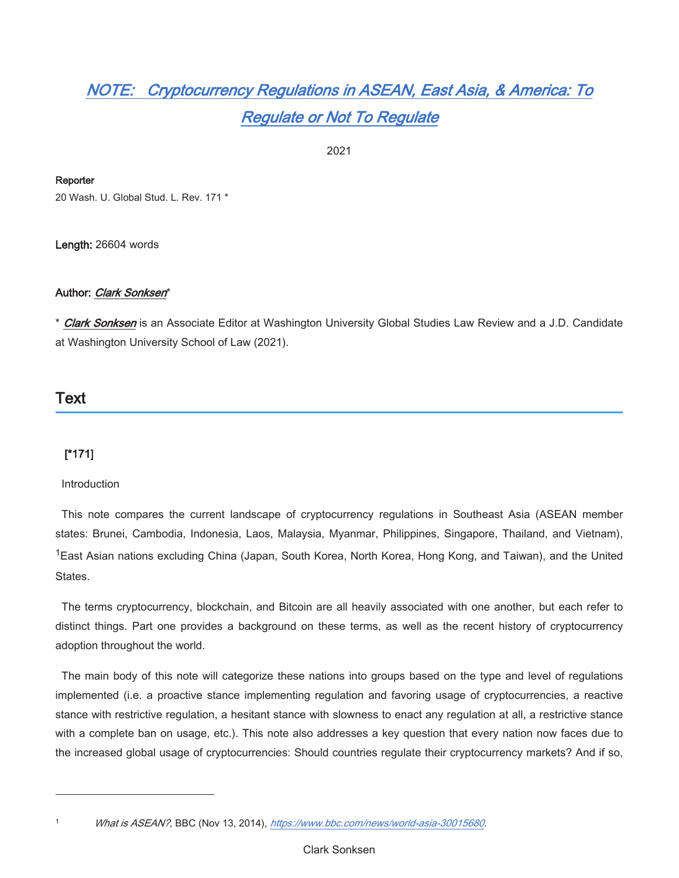# NOTE: Cryptocurrency Regulations in ASEAN, East Asia, & America: To Regulate or Not To Regulate

2021

**Reporter**

20 Wash. U. Global Stud. L. Rev. 171 *

**Length:** 26604 words

**Author:** *Clark Sonksen**

* *Clark Sonksen* is an Associate Editor at Washington University Global Studies Law Review and a J.D. Candidate at Washington University School of Law (2021).

## Text

**[*171]**

Introduction

This note compares the current landscape of cryptocurrency regulations in Southeast Asia (ASEAN member states: Brunei, Cambodia, Indonesia, Laos, Malaysia, Myanmar, Philippines, Singapore, Thailand, and Vietnam), [1] East Asian nations excluding China (Japan, South Korea, North Korea, Hong Kong, and Taiwan), and the United States.

The terms cryptocurrency, blockchain, and Bitcoin are all heavily associated with one another, but each refer to distinct things. Part one provides a background on these terms, as well as the recent history of cryptocurrency adoption throughout the world.

The main body of this note will categorize these nations into groups based on the type and level of regulations implemented (i.e. a proactive stance implementing regulation and favoring usage of cryptocurrencies, a reactive stance with restrictive regulation, a hesitant stance with slowness to enact any regulation at all, a restrictive stance with a complete ban on usage, etc.). This note also addresses a key question that every nation now faces due to the increased global usage of cryptocurrencies: Should countries regulate their cryptocurrency markets? And if so,

---

[1] *What is ASEAN?,* BBC (Nov 13, 2014), *https://www.bbc.com/news/world-asia-30015680*.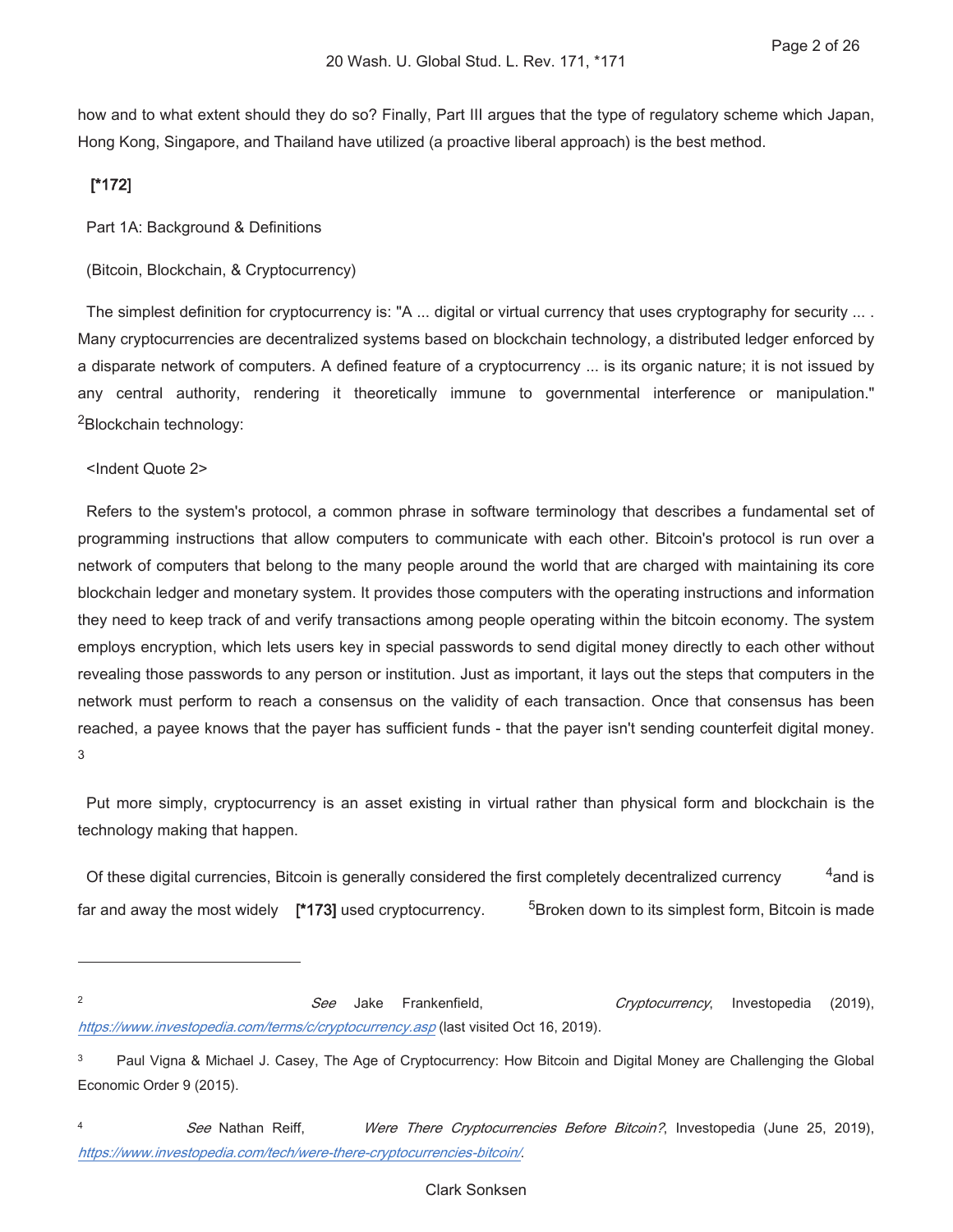how and to what extent should they do so? Finally, Part III argues that the type of regulatory scheme which Japan, Hong Kong, Singapore, and Thailand have utilized (a proactive liberal approach) is the best method.

**[*172]**

Part 1A: Background & Definitions

(Bitcoin, Blockchain, & Cryptocurrency)

The simplest definition for cryptocurrency is: "A ... digital or virtual currency that uses cryptography for security ... . Many cryptocurrencies are decentralized systems based on blockchain technology, a distributed ledger enforced by a disparate network of computers. A defined feature of a cryptocurrency ... is its organic nature; it is not issued by any central authority, rendering it theoretically immune to governmental interference or manipulation." [2]Blockchain technology:

<Indent Quote 2>

Refers to the system's protocol, a common phrase in software terminology that describes a fundamental set of programming instructions that allow computers to communicate with each other. Bitcoin's protocol is run over a network of computers that belong to the many people around the world that are charged with maintaining its core blockchain ledger and monetary system. It provides those computers with the operating instructions and information they need to keep track of and verify transactions among people operating within the bitcoin economy. The system employs encryption, which lets users key in special passwords to send digital money directly to each other without revealing those passwords to any person or institution. Just as important, it lays out the steps that computers in the network must perform to reach a consensus on the validity of each transaction. Once that consensus has been reached, a payee knows that the payer has sufficient funds - that the payer isn't sending counterfeit digital money. [3]

Put more simply, cryptocurrency is an asset existing in virtual rather than physical form and blockchain is the technology making that happen.

Of these digital currencies, Bitcoin is generally considered the first completely decentralized currency [4]and is far and away the most widely **[*173]** used cryptocurrency. [5]Broken down to its simplest form, Bitcoin is made

---

[2] *See* Jake Frankenfield, *Cryptocurrency*, Investopedia (2019), *https://www.investopedia.com/terms/c/cryptocurrency.asp* (last visited Oct 16, 2019).

[3] Paul Vigna & Michael J. Casey, The Age of Cryptocurrency: How Bitcoin and Digital Money are Challenging the Global Economic Order 9 (2015).

[4] *See* Nathan Reiff, *Were There Cryptocurrencies Before Bitcoin?*, Investopedia (June 25, 2019), *https://www.investopedia.com/tech/were-there-cryptocurrencies-bitcoin/*.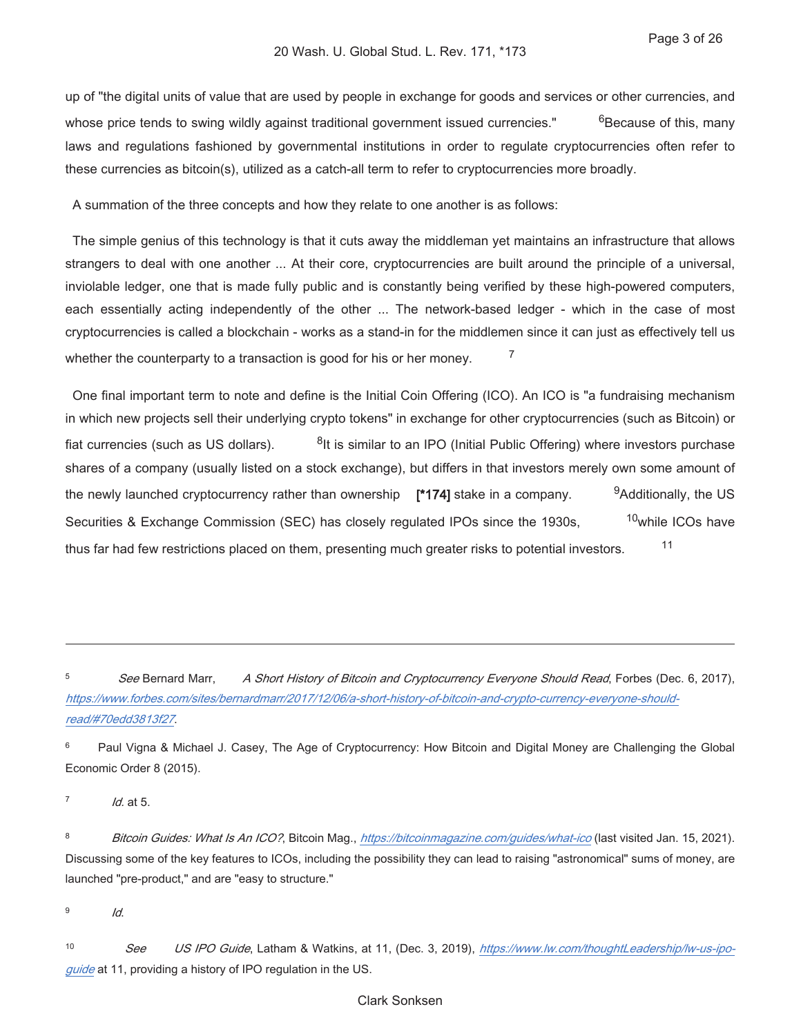up of "the digital units of value that are used by people in exchange for goods and services or other currencies, and whose price tends to swing wildly against traditional government issued currencies." [6] Because of this, many laws and regulations fashioned by governmental institutions in order to regulate cryptocurrencies often refer to these currencies as bitcoin(s), utilized as a catch-all term to refer to cryptocurrencies more broadly.

A summation of the three concepts and how they relate to one another is as follows:

> The simple genius of this technology is that it cuts away the middleman yet maintains an infrastructure that allows strangers to deal with one another ... At their core, cryptocurrencies are built around the principle of a universal, inviolable ledger, one that is made fully public and is constantly being verified by these high-powered computers, each essentially acting independently of the other ... The network-based ledger - which in the case of most cryptocurrencies is called a blockchain - works as a stand-in for the middlemen since it can just as effectively tell us whether the counterparty to a transaction is good for his or her money. [7]

One final important term to note and define is the Initial Coin Offering (ICO). An ICO is "a fundraising mechanism in which new projects sell their underlying crypto tokens" in exchange for other cryptocurrencies (such as Bitcoin) or fiat currencies (such as US dollars). [8] It is similar to an IPO (Initial Public Offering) where investors purchase shares of a company (usually listed on a stock exchange), but differs in that investors merely own some amount of the newly launched cryptocurrency rather than ownership **[*174]** stake in a company. [9] Additionally, the US Securities & Exchange Commission (SEC) has closely regulated IPOs since the 1930s, [10] while ICOs have thus far had few restrictions placed on them, presenting much greater risks to potential investors. [11]

---

[5] *See* Bernard Marr, *A Short History of Bitcoin and Cryptocurrency Everyone Should Read*, Forbes (Dec. 6, 2017), *https://www.forbes.com/sites/bernardmarr/2017/12/06/a-short-history-of-bitcoin-and-crypto-currency-everyone-should-read/#70edd3813f27*.

[6] Paul Vigna & Michael J. Casey, The Age of Cryptocurrency: How Bitcoin and Digital Money are Challenging the Global Economic Order 8 (2015).

[7] *Id.* at 5.

[8] *Bitcoin Guides: What Is An ICO?*, Bitcoin Mag., *https://bitcoinmagazine.com/guides/what-ico* (last visited Jan. 15, 2021). Discussing some of the key features to ICOs, including the possibility they can lead to raising "astronomical" sums of money, are launched "pre-product," and are "easy to structure."

[9] *Id.*

[10] *See* *US IPO Guide*, Latham & Watkins, at 11, (Dec. 3, 2019), *https://www.lw.com/thoughtLeadership/lw-us-ipo-guide* at 11, providing a history of IPO regulation in the US.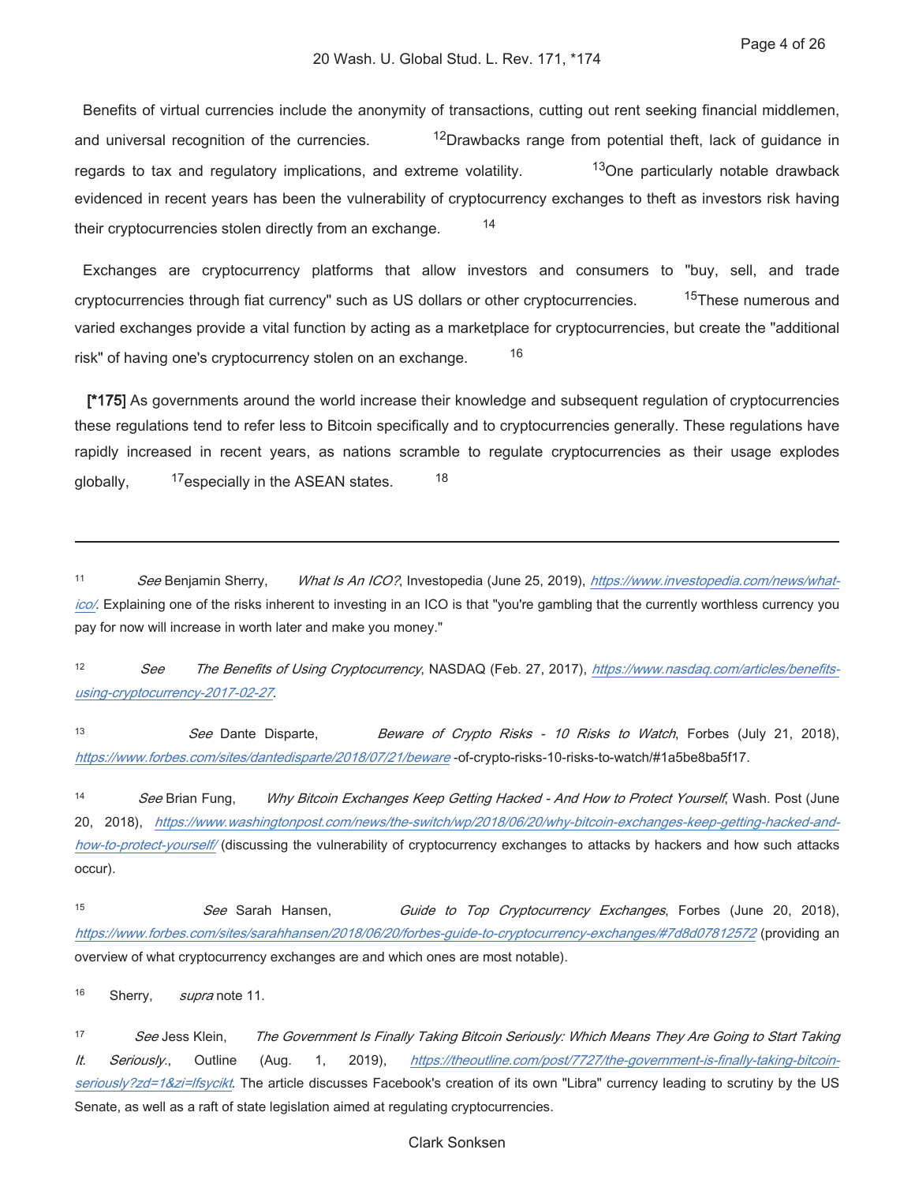Benefits of virtual currencies include the anonymity of transactions, cutting out rent seeking financial middlemen, and universal recognition of the currencies. [12] Drawbacks range from potential theft, lack of guidance in regards to tax and regulatory implications, and extreme volatility. [13] One particularly notable drawback evidenced in recent years has been the vulnerability of cryptocurrency exchanges to theft as investors risk having their cryptocurrencies stolen directly from an exchange. [14]

Exchanges are cryptocurrency platforms that allow investors and consumers to "buy, sell, and trade cryptocurrencies through fiat currency" such as US dollars or other cryptocurrencies. [15] These numerous and varied exchanges provide a vital function by acting as a marketplace for cryptocurrencies, but create the "additional risk" of having one's cryptocurrency stolen on an exchange. [16]

**[*175]** As governments around the world increase their knowledge and subsequent regulation of cryptocurrencies these regulations tend to refer less to Bitcoin specifically and to cryptocurrencies generally. These regulations have rapidly increased in recent years, as nations scramble to regulate cryptocurrencies as their usage explodes globally, [17] especially in the ASEAN states. [18]

---

[11] *See* Benjamin Sherry, *What Is An ICO?*, Investopedia (June 25, 2019), https://www.investopedia.com/news/what-ico/. Explaining one of the risks inherent to investing in an ICO is that "you're gambling that the currently worthless currency you pay for now will increase in worth later and make you money."

[12] *See* *The Benefits of Using Cryptocurrency*, NASDAQ (Feb. 27, 2017), https://www.nasdaq.com/articles/benefits-using-cryptocurrency-2017-02-27.

[13] *See* Dante Disparte, *Beware of Crypto Risks - 10 Risks to Watch*, Forbes (July 21, 2018), https://www.forbes.com/sites/dantedisparte/2018/07/21/beware-of-crypto-risks-10-risks-to-watch/#1a5be8ba5f17.

[14] *See* Brian Fung, *Why Bitcoin Exchanges Keep Getting Hacked - And How to Protect Yourself*, Wash. Post (June 20, 2018), https://www.washingtonpost.com/news/the-switch/wp/2018/06/20/why-bitcoin-exchanges-keep-getting-hacked-and-how-to-protect-yourself/ (discussing the vulnerability of cryptocurrency exchanges to attacks by hackers and how such attacks occur).

[15] *See* Sarah Hansen, *Guide to Top Cryptocurrency Exchanges*, Forbes (June 20, 2018), https://www.forbes.com/sites/sarahhansen/2018/06/20/forbes-guide-to-cryptocurrency-exchanges/#7d8d07812572 (providing an overview of what cryptocurrency exchanges are and which ones are most notable).

[16] Sherry, *supra* note 11.

[17] *See* Jess Klein, *The Government Is Finally Taking Bitcoin Seriously: Which Means They Are Going to Start Taking It. Seriously.*, Outline (Aug. 1, 2019), https://theoutline.com/post/7727/the-government-is-finally-taking-bitcoin-seriously?zd=1&zi=lfsycikt. The article discusses Facebook's creation of its own "Libra" currency leading to scrutiny by the US Senate, as well as a raft of state legislation aimed at regulating cryptocurrencies.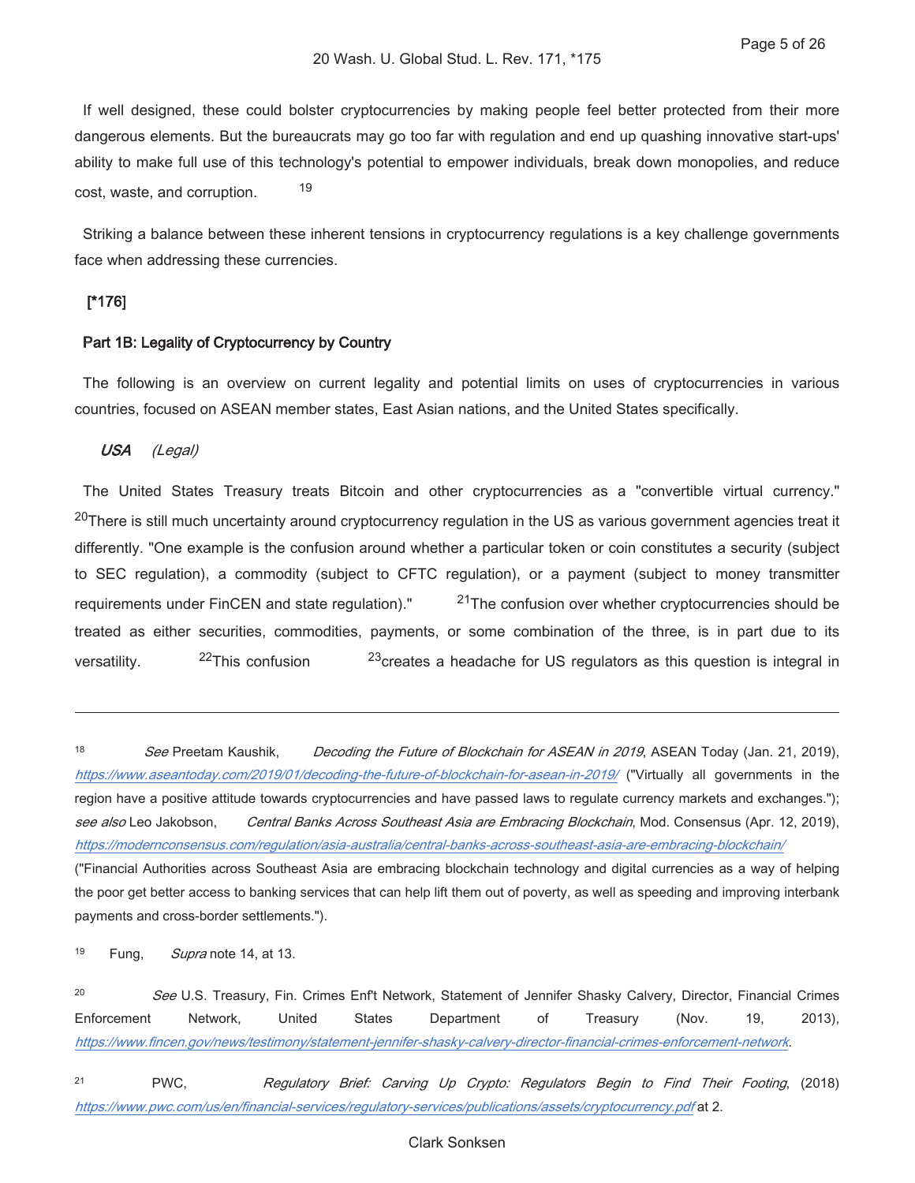If well designed, these could bolster cryptocurrencies by making people feel better protected from their more dangerous elements. But the bureaucrats may go too far with regulation and end up quashing innovative start-ups' ability to make full use of this technology's potential to empower individuals, break down monopolies, and reduce cost, waste, and corruption. [19]

Striking a balance between these inherent tensions in cryptocurrency regulations is a key challenge governments face when addressing these currencies.

**[*176]**

#### Part 1B: Legality of Cryptocurrency by Country

The following is an overview on current legality and potential limits on uses of cryptocurrencies in various countries, focused on ASEAN member states, East Asian nations, and the United States specifically.

***USA*** *(Legal)*

The United States Treasury treats Bitcoin and other cryptocurrencies as a "convertible virtual currency." [20]There is still much uncertainty around cryptocurrency regulation in the US as various government agencies treat it differently. "One example is the confusion around whether a particular token or coin constitutes a security (subject to SEC regulation), a commodity (subject to CFTC regulation), or a payment (subject to money transmitter requirements under FinCEN and state regulation)." [21]The confusion over whether cryptocurrencies should be treated as either securities, commodities, payments, or some combination of the three, is in part due to its versatility. [22]This confusion [23]creates a headache for US regulators as this question is integral in

---

[18] *See* Preetam Kaushik, *Decoding the Future of Blockchain for ASEAN in 2019*, ASEAN Today (Jan. 21, 2019), https://www.aseantoday.com/2019/01/decoding-the-future-of-blockchain-for-asean-in-2019/ ("Virtually all governments in the region have a positive attitude towards cryptocurrencies and have passed laws to regulate currency markets and exchanges."); *see also* Leo Jakobson, *Central Banks Across Southeast Asia are Embracing Blockchain*, Mod. Consensus (Apr. 12, 2019), https://modernconsensus.com/regulation/asia-australia/central-banks-across-southeast-asia-are-embracing-blockchain/ ("Financial Authorities across Southeast Asia are embracing blockchain technology and digital currencies as a way of helping the poor get better access to banking services that can help lift them out of poverty, as well as speeding and improving interbank payments and cross-border settlements.").

[19] Fung, *Supra* note 14, at 13.

[20] *See* U.S. Treasury, Fin. Crimes Enf't Network, Statement of Jennifer Shasky Calvery, Director, Financial Crimes Enforcement Network, United States Department of Treasury (Nov. 19, 2013), https://www.fincen.gov/news/testimony/statement-jennifer-shasky-calvery-director-financial-crimes-enforcement-network.

[21] PWC, *Regulatory Brief: Carving Up Crypto: Regulators Begin to Find Their Footing*, (2018) https://www.pwc.com/us/en/financial-services/regulatory-services/publications/assets/cryptocurrency.pdf at 2.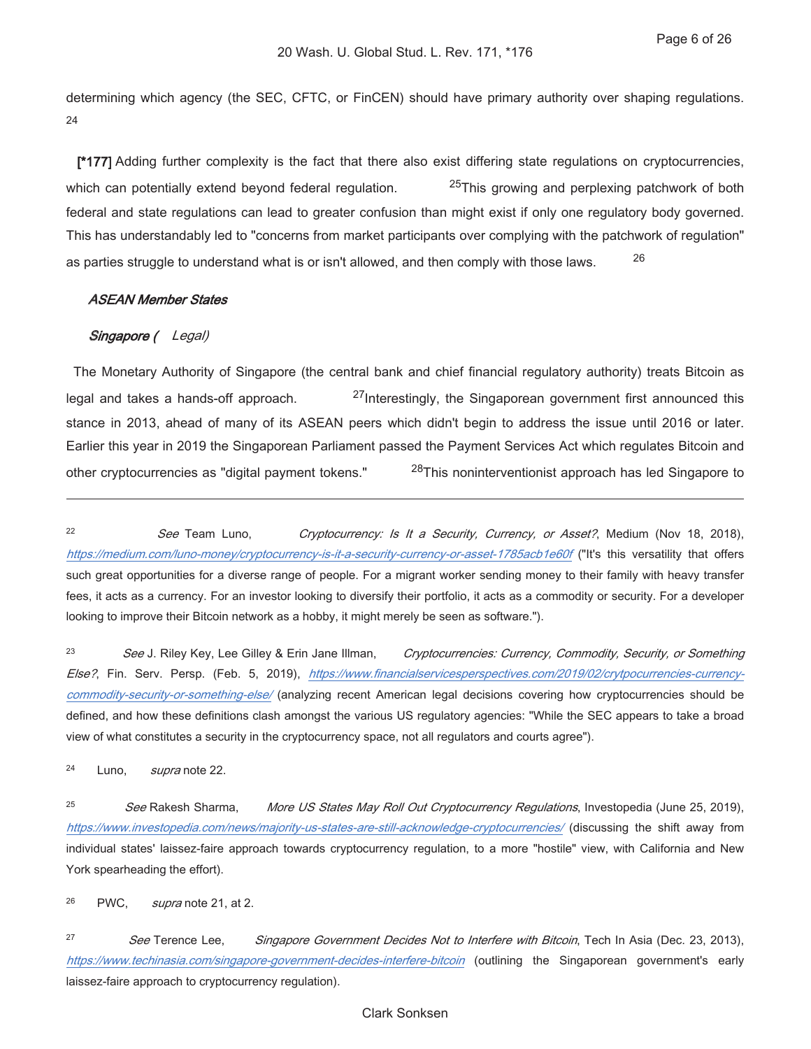determining which agency (the SEC, CFTC, or FinCEN) should have primary authority over shaping regulations. [24]

**[*177]** Adding further complexity is the fact that there also exist differing state regulations on cryptocurrencies, which can potentially extend beyond federal regulation. [25] This growing and perplexing patchwork of both federal and state regulations can lead to greater confusion than might exist if only one regulatory body governed. This has understandably led to "concerns from market participants over complying with the patchwork of regulation" as parties struggle to understand what is or isn't allowed, and then comply with those laws. [26]

***ASEAN Member States***

***Singapore (*** *Legal)*

The Monetary Authority of Singapore (the central bank and chief financial regulatory authority) treats Bitcoin as legal and takes a hands-off approach. [27] Interestingly, the Singaporean government first announced this stance in 2013, ahead of many of its ASEAN peers which didn't begin to address the issue until 2016 or later. Earlier this year in 2019 the Singaporean Parliament passed the Payment Services Act which regulates Bitcoin and other cryptocurrencies as "digital payment tokens." [28] This noninterventionist approach has led Singapore to

---

[22] *See* Team Luno, *Cryptocurrency: Is It a Security, Currency, or Asset?*, Medium (Nov 18, 2018), https://medium.com/luno-money/cryptocurrency-is-it-a-security-currency-or-asset-1785acb1e60f ("It's this versatility that offers such great opportunities for a diverse range of people. For a migrant worker sending money to their family with heavy transfer fees, it acts as a currency. For an investor looking to diversify their portfolio, it acts as a commodity or security. For a developer looking to improve their Bitcoin network as a hobby, it might merely be seen as software.").

[23] *See* J. Riley Key, Lee Gilley & Erin Jane Illman, *Cryptocurrencies: Currency, Commodity, Security, or Something Else?*, Fin. Serv. Persp. (Feb. 5, 2019), https://www.financialservicesperspectives.com/2019/02/crytpocurrencies-currency-commodity-security-or-something-else/ (analyzing recent American legal decisions covering how cryptocurrencies should be defined, and how these definitions clash amongst the various US regulatory agencies: "While the SEC appears to take a broad view of what constitutes a security in the cryptocurrency space, not all regulators and courts agree").

[24] Luno, *supra* note 22.

[25] *See* Rakesh Sharma, *More US States May Roll Out Cryptocurrency Regulations*, Investopedia (June 25, 2019), https://www.investopedia.com/news/majority-us-states-are-still-acknowledge-cryptocurrencies/ (discussing the shift away from individual states' laissez-faire approach towards cryptocurrency regulation, to a more "hostile" view, with California and New York spearheading the effort).

[26] PWC, *supra* note 21, at 2.

[27] *See* Terence Lee, *Singapore Government Decides Not to Interfere with Bitcoin*, Tech In Asia (Dec. 23, 2013), https://www.techinasia.com/singapore-government-decides-interfere-bitcoin (outlining the Singaporean government's early laissez-faire approach to cryptocurrency regulation).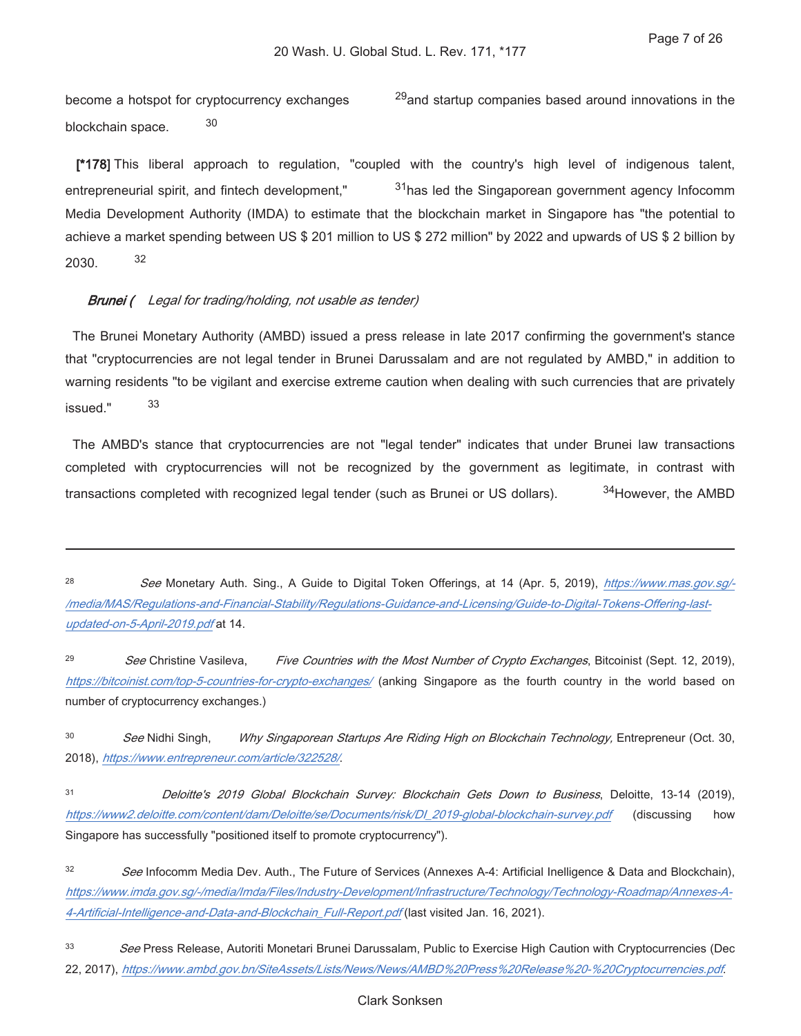become a hotspot for cryptocurrency exchanges [29] and startup companies based around innovations in the blockchain space. [30]

**[*178]** This liberal approach to regulation, "coupled with the country's high level of indigenous talent, entrepreneurial spirit, and fintech development," [31] has led the Singaporean government agency Infocomm Media Development Authority (IMDA) to estimate that the blockchain market in Singapore has "the potential to achieve a market spending between US $ 201 million to US $ 272 million" by 2022 and upwards of US $ 2 billion by 2030. [32]

***Brunei*** *( Legal for trading/holding, not usable as tender)*

The Brunei Monetary Authority (AMBD) issued a press release in late 2017 confirming the government's stance that "cryptocurrencies are not legal tender in Brunei Darussalam and are not regulated by AMBD," in addition to warning residents "to be vigilant and exercise extreme caution when dealing with such currencies that are privately issued." [33]

The AMBD's stance that cryptocurrencies are not "legal tender" indicates that under Brunei law transactions completed with cryptocurrencies will not be recognized by the government as legitimate, in contrast with transactions completed with recognized legal tender (such as Brunei or US dollars). [34] However, the AMBD

---

[28] *See* Monetary Auth. Sing., A Guide to Digital Token Offerings, at 14 (Apr. 5, 2019), *https://www.mas.gov.sg/-/media/MAS/Regulations-and-Financial-Stability/Regulations-Guidance-and-Licensing/Guide-to-Digital-Tokens-Offering-last-updated-on-5-April-2019.pdf* at 14.

[29] *See* Christine Vasileva, *Five Countries with the Most Number of Crypto Exchanges*, Bitcoinist (Sept. 12, 2019), *https://bitcoinist.com/top-5-countries-for-crypto-exchanges/* (anking Singapore as the fourth country in the world based on number of cryptocurrency exchanges.)

[30] *See* Nidhi Singh, *Why Singaporean Startups Are Riding High on Blockchain Technology,* Entrepreneur (Oct. 30, 2018), *https://www.entrepreneur.com/article/322528/*.

[31] *Deloitte's 2019 Global Blockchain Survey: Blockchain Gets Down to Business*, Deloitte, 13-14 (2019), *https://www2.deloitte.com/content/dam/Deloitte/se/Documents/risk/DI_2019-global-blockchain-survey.pdf* (discussing how Singapore has successfully "positioned itself to promote cryptocurrency").

[32] *See* Infocomm Media Dev. Auth., The Future of Services (Annexes A-4: Artificial Inelligence & Data and Blockchain), *https://www.imda.gov.sg/-/media/Imda/Files/Industry-Development/Infrastructure/Technology/Technology-Roadmap/Annexes-A-4-Artificial-Intelligence-and-Data-and-Blockchain_Full-Report.pdf* (last visited Jan. 16, 2021).

[33] *See* Press Release, Autoriti Monetari Brunei Darussalam, Public to Exercise High Caution with Cryptocurrencies (Dec 22, 2017), *https://www.ambd.gov.bn/SiteAssets/Lists/News/News/AMBD%20Press%20Release%20-%20Cryptocurrencies.pdf*.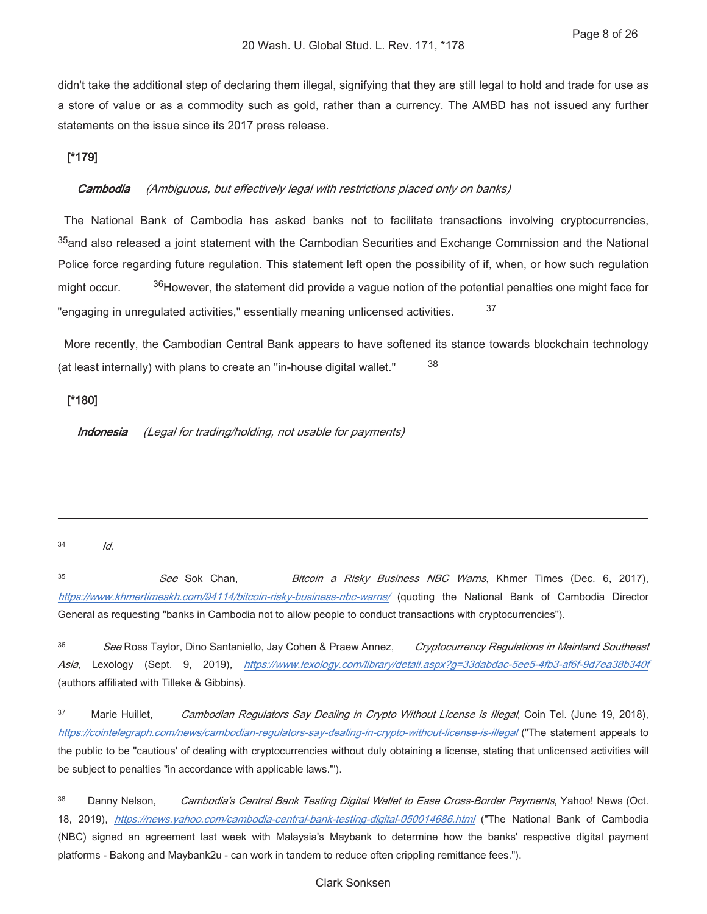didn't take the additional step of declaring them illegal, signifying that they are still legal to hold and trade for use as a store of value or as a commodity such as gold, rather than a currency. The AMBD has not issued any further statements on the issue since its 2017 press release.

**[*179]**

***Cambodia*** *(Ambiguous, but effectively legal with restrictions placed only on banks)*

The National Bank of Cambodia has asked banks not to facilitate transactions involving cryptocurrencies,[35] and also released a joint statement with the Cambodian Securities and Exchange Commission and the National Police force regarding future regulation. This statement left open the possibility of if, when, or how such regulation might occur.[36] However, the statement did provide a vague notion of the potential penalties one might face for "engaging in unregulated activities," essentially meaning unlicensed activities.[37]

More recently, the Cambodian Central Bank appears to have softened its stance towards blockchain technology (at least internally) with plans to create an "in-house digital wallet."[38]

**[*180]**

***Indonesia*** *(Legal for trading/holding, not usable for payments)*

---

[34] *Id.*

[35] *See* Sok Chan, *Bitcoin a Risky Business NBC Warns*, Khmer Times (Dec. 6, 2017), https://www.khmertimeskh.com/94114/bitcoin-risky-business-nbc-warns/ (quoting the National Bank of Cambodia Director General as requesting "banks in Cambodia not to allow people to conduct transactions with cryptocurrencies").

[36] *See* Ross Taylor, Dino Santaniello, Jay Cohen & Praew Annez, *Cryptocurrency Regulations in Mainland Southeast Asia*, Lexology (Sept. 9, 2019), https://www.lexology.com/library/detail.aspx?g=33dabdac-5ee5-4fb3-af6f-9d7ea38b340f (authors affiliated with Tilleke & Gibbins).

[37] Marie Huillet, *Cambodian Regulators Say Dealing in Crypto Without License is Illegal*, Coin Tel. (June 19, 2018), https://cointelegraph.com/news/cambodian-regulators-say-dealing-in-crypto-without-license-is-illegal ("The statement appeals to the public to be "cautious' of dealing with cryptocurrencies without duly obtaining a license, stating that unlicensed activities will be subject to penalties "in accordance with applicable laws.'").

[38] Danny Nelson, *Cambodia's Central Bank Testing Digital Wallet to Ease Cross-Border Payments*, Yahoo! News (Oct. 18, 2019), https://news.yahoo.com/cambodia-central-bank-testing-digital-050014686.html ("The National Bank of Cambodia (NBC) signed an agreement last week with Malaysia's Maybank to determine how the banks' respective digital payment platforms - Bakong and Maybank2u - can work in tandem to reduce often crippling remittance fees.").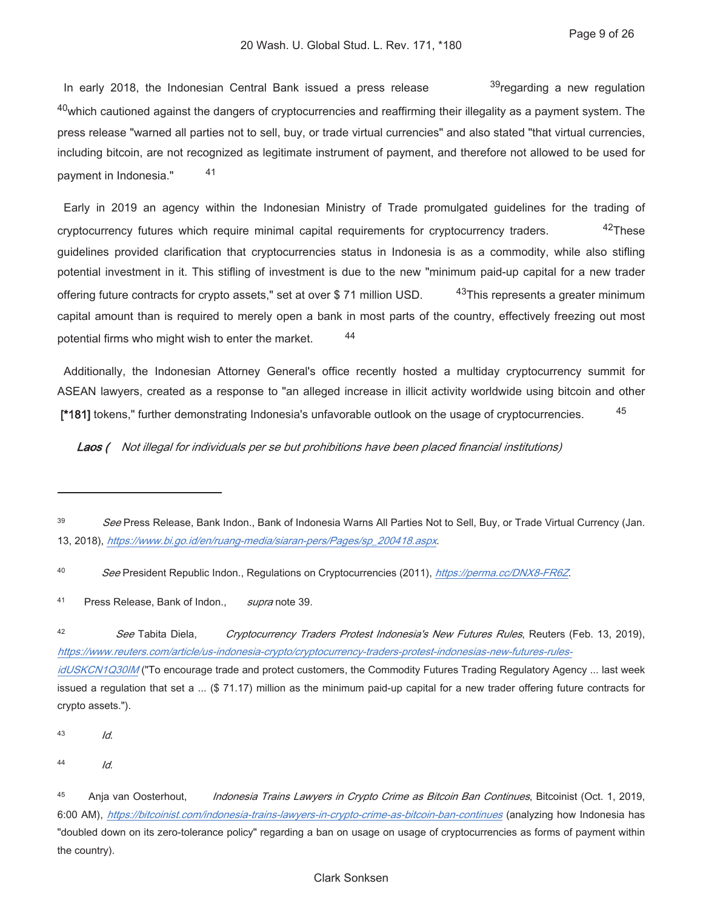In early 2018, the Indonesian Central Bank issued a press release [39] regarding a new regulation [40] which cautioned against the dangers of cryptocurrencies and reaffirming their illegality as a payment system. The press release "warned all parties not to sell, buy, or trade virtual currencies" and also stated "that virtual currencies, including bitcoin, are not recognized as legitimate instrument of payment, and therefore not allowed to be used for payment in Indonesia." [41]

Early in 2019 an agency within the Indonesian Ministry of Trade promulgated guidelines for the trading of cryptocurrency futures which require minimal capital requirements for cryptocurrency traders. [42] These guidelines provided clarification that cryptocurrencies status in Indonesia is as a commodity, while also stifling potential investment in it. This stifling of investment is due to the new "minimum paid-up capital for a new trader offering future contracts for crypto assets," set at over $ 71 million USD. [43] This represents a greater minimum capital amount than is required to merely open a bank in most parts of the country, effectively freezing out most potential firms who might wish to enter the market. [44]

Additionally, the Indonesian Attorney General's office recently hosted a multiday cryptocurrency summit for ASEAN lawyers, created as a response to "an alleged increase in illicit activity worldwide using bitcoin and other **[*181]** tokens," further demonstrating Indonesia's unfavorable outlook on the usage of cryptocurrencies. [45]

***Laos*** *( Not illegal for individuals per se but prohibitions have been placed financial institutions)*

---

[39] *See* Press Release, Bank Indon., Bank of Indonesia Warns All Parties Not to Sell, Buy, or Trade Virtual Currency (Jan. 13, 2018), *https://www.bi.go.id/en/ruang-media/siaran-pers/Pages/sp_200418.aspx*.

[40] *See* President Republic Indon., Regulations on Cryptocurrencies (2011), *https://perma.cc/DNX8-FR6Z*.

[41] Press Release, Bank of Indon., *supra* note 39.

[42] *See* Tabita Diela, *Cryptocurrency Traders Protest Indonesia's New Futures Rules*, Reuters (Feb. 13, 2019), *https://www.reuters.com/article/us-indonesia-crypto/cryptocurrency-traders-protest-indonesias-new-futures-rules-idUSKCN1Q30IM* ("To encourage trade and protect customers, the Commodity Futures Trading Regulatory Agency ... last week issued a regulation that set a ... ($ 71.17) million as the minimum paid-up capital for a new trader offering future contracts for crypto assets.").

[43] *Id.*

[44] *Id.*

[45] Anja van Oosterhout, *Indonesia Trains Lawyers in Crypto Crime as Bitcoin Ban Continues*, Bitcoinist (Oct. 1, 2019, 6:00 AM), *https://bitcoinist.com/indonesia-trains-lawyers-in-crypto-crime-as-bitcoin-ban-continues* (analyzing how Indonesia has "doubled down on its zero-tolerance policy" regarding a ban on usage on usage of cryptocurrencies as forms of payment within the country).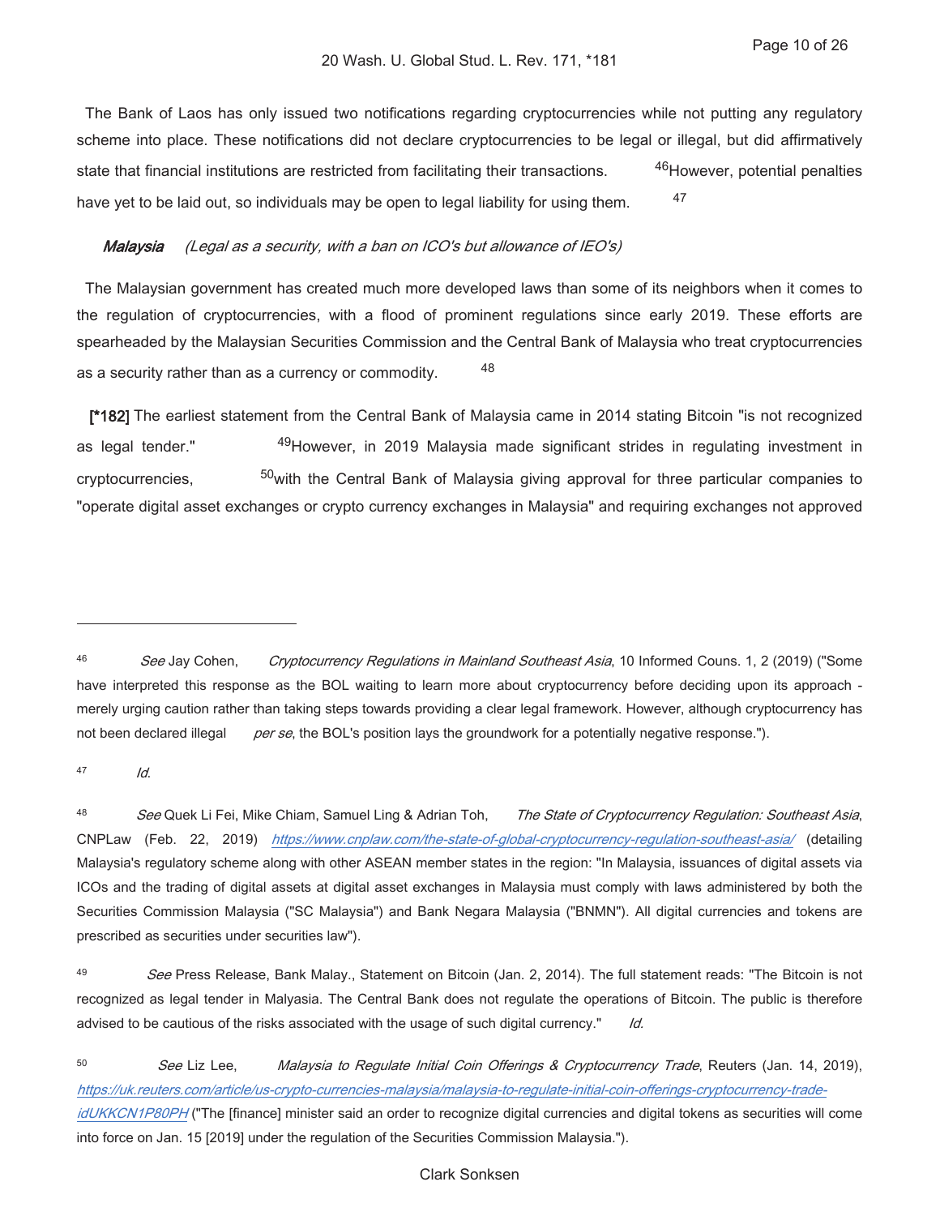The Bank of Laos has only issued two notifications regarding cryptocurrencies while not putting any regulatory scheme into place. These notifications did not declare cryptocurrencies to be legal or illegal, but did affirmatively state that financial institutions are restricted from facilitating their transactions. [46] However, potential penalties have yet to be laid out, so individuals may be open to legal liability for using them. [47]

***Malaysia*** *(Legal as a security, with a ban on ICO's but allowance of IEO's)*

The Malaysian government has created much more developed laws than some of its neighbors when it comes to the regulation of cryptocurrencies, with a flood of prominent regulations since early 2019. These efforts are spearheaded by the Malaysian Securities Commission and the Central Bank of Malaysia who treat cryptocurrencies as a security rather than as a currency or commodity. [48]

**[*182]** The earliest statement from the Central Bank of Malaysia came in 2014 stating Bitcoin "is not recognized as legal tender." [49] However, in 2019 Malaysia made significant strides in regulating investment in cryptocurrencies, [50] with the Central Bank of Malaysia giving approval for three particular companies to "operate digital asset exchanges or crypto currency exchanges in Malaysia" and requiring exchanges not approved

---

[46] *See* Jay Cohen, *Cryptocurrency Regulations in Mainland Southeast Asia*, 10 Informed Couns. 1, 2 (2019) ("Some have interpreted this response as the BOL waiting to learn more about cryptocurrency before deciding upon its approach - merely urging caution rather than taking steps towards providing a clear legal framework. However, although cryptocurrency has not been declared illegal *per se*, the BOL's position lays the groundwork for a potentially negative response.").

[47] *Id.*

[48] *See* Quek Li Fei, Mike Chiam, Samuel Ling & Adrian Toh, *The State of Cryptocurrency Regulation: Southeast Asia*, CNPLaw (Feb. 22, 2019) https://www.cnplaw.com/the-state-of-global-cryptocurrency-regulation-southeast-asia/ (detailing Malaysia's regulatory scheme along with other ASEAN member states in the region: "In Malaysia, issuances of digital assets via ICOs and the trading of digital assets at digital asset exchanges in Malaysia must comply with laws administered by both the Securities Commission Malaysia ("SC Malaysia") and Bank Negara Malaysia ("BNMN"). All digital currencies and tokens are prescribed as securities under securities law").

[49] *See* Press Release, Bank Malay., Statement on Bitcoin (Jan. 2, 2014). The full statement reads: "The Bitcoin is not recognized as legal tender in Malyasia. The Central Bank does not regulate the operations of Bitcoin. The public is therefore advised to be cautious of the risks associated with the usage of such digital currency." *Id.*

[50] *See* Liz Lee, *Malaysia to Regulate Initial Coin Offerings & Cryptocurrency Trade*, Reuters (Jan. 14, 2019), https://uk.reuters.com/article/us-crypto-currencies-malaysia/malaysia-to-regulate-initial-coin-offerings-cryptocurrency-trade-idUKKCN1P80PH ("The [finance] minister said an order to recognize digital currencies and digital tokens as securities will come into force on Jan. 15 [2019] under the regulation of the Securities Commission Malaysia.").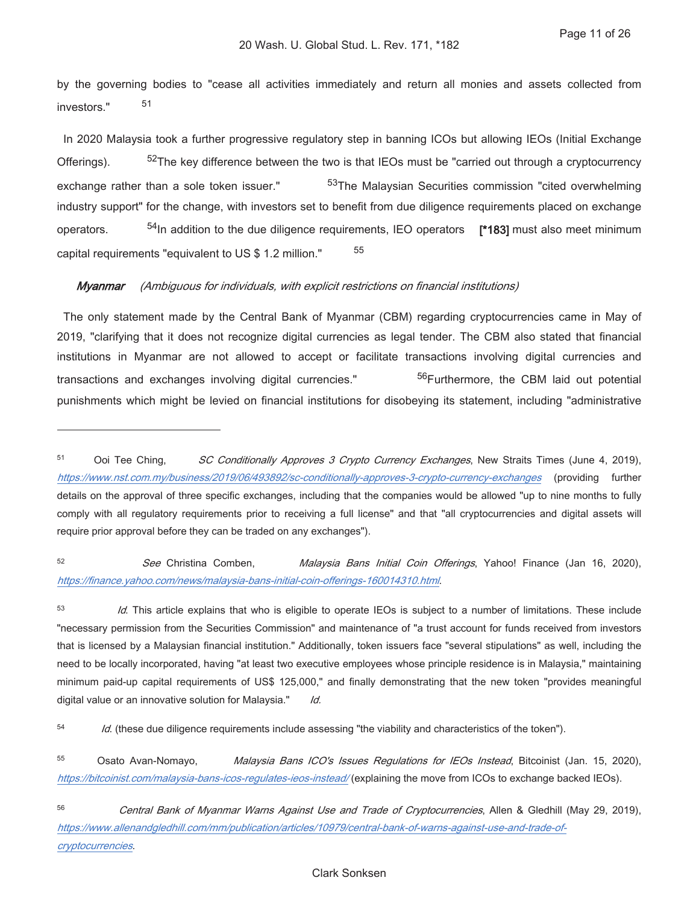by the governing bodies to "cease all activities immediately and return all monies and assets collected from investors." [51]

In 2020 Malaysia took a further progressive regulatory step in banning ICOs but allowing IEOs (Initial Exchange Offerings). [52] The key difference between the two is that IEOs must be "carried out through a cryptocurrency exchange rather than a sole token issuer." [53] The Malaysian Securities commission "cited overwhelming industry support" for the change, with investors set to benefit from due diligence requirements placed on exchange operators. [54] In addition to the due diligence requirements, IEO operators **[*183]** must also meet minimum capital requirements "equivalent to US $ 1.2 million." [55]

***Myanmar*** *(Ambiguous for individuals, with explicit restrictions on financial institutions)*

The only statement made by the Central Bank of Myanmar (CBM) regarding cryptocurrencies came in May of 2019, "clarifying that it does not recognize digital currencies as legal tender. The CBM also stated that financial institutions in Myanmar are not allowed to accept or facilitate transactions involving digital currencies and transactions and exchanges involving digital currencies." [56] Furthermore, the CBM laid out potential punishments which might be levied on financial institutions for disobeying its statement, including "administrative

---

[51] Ooi Tee Ching, *SC Conditionally Approves 3 Crypto Currency Exchanges*, New Straits Times (June 4, 2019), *https://www.nst.com.my/business/2019/06/493892/sc-conditionally-approves-3-crypto-currency-exchanges* (providing further details on the approval of three specific exchanges, including that the companies would be allowed "up to nine months to fully comply with all regulatory requirements prior to receiving a full license" and that "all cryptocurrencies and digital assets will require prior approval before they can be traded on any exchanges").

[52] *See* Christina Comben, *Malaysia Bans Initial Coin Offerings*, Yahoo! Finance (Jan 16, 2020), *https://finance.yahoo.com/news/malaysia-bans-initial-coin-offerings-160014310.html*.

[53] *Id.* This article explains that who is eligible to operate IEOs is subject to a number of limitations. These include "necessary permission from the Securities Commission" and maintenance of "a trust account for funds received from investors that is licensed by a Malaysian financial institution." Additionally, token issuers face "several stipulations" as well, including the need to be locally incorporated, having "at least two executive employees whose principle residence is in Malaysia," maintaining minimum paid-up capital requirements of US$ 125,000," and finally demonstrating that the new token "provides meaningful digital value or an innovative solution for Malaysia." *Id.*

[54] *Id.* (these due diligence requirements include assessing "the viability and characteristics of the token").

[55] Osato Avan-Nomayo, *Malaysia Bans ICO's Issues Regulations for IEOs Instead*, Bitcoinist (Jan. 15, 2020), *https://bitcoinist.com/malaysia-bans-icos-regulates-ieos-instead/* (explaining the move from ICOs to exchange backed IEOs).

[56] *Central Bank of Myanmar Warns Against Use and Trade of Cryptocurrencies*, Allen & Gledhill (May 29, 2019), *https://www.allenandgledhill.com/mm/publication/articles/10979/central-bank-of-warns-against-use-and-trade-of-cryptocurrencies*.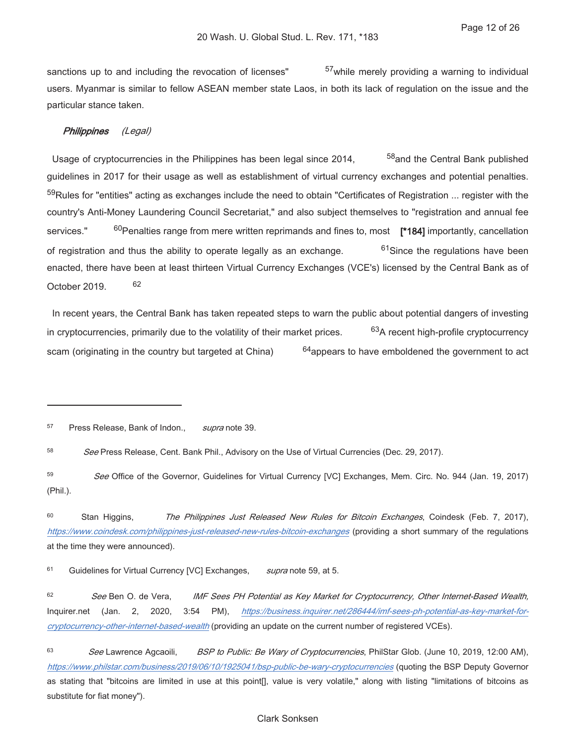sanctions up to and including the revocation of licenses" [57] while merely providing a warning to individual users. Myanmar is similar to fellow ASEAN member state Laos, in both its lack of regulation on the issue and the particular stance taken.

***Philippines*** *(Legal)*

Usage of cryptocurrencies in the Philippines has been legal since 2014, [58] and the Central Bank published guidelines in 2017 for their usage as well as establishment of virtual currency exchanges and potential penalties. [59] Rules for "entities" acting as exchanges include the need to obtain "Certificates of Registration ... register with the country's Anti-Money Laundering Council Secretariat," and also subject themselves to "registration and annual fee services." [60] Penalties range from mere written reprimands and fines to, most **[*184]** importantly, cancellation of registration and thus the ability to operate legally as an exchange. [61] Since the regulations have been enacted, there have been at least thirteen Virtual Currency Exchanges (VCE's) licensed by the Central Bank as of October 2019. [62]

In recent years, the Central Bank has taken repeated steps to warn the public about potential dangers of investing in cryptocurrencies, primarily due to the volatility of their market prices. [63] A recent high-profile cryptocurrency scam (originating in the country but targeted at China) [64] appears to have emboldened the government to act

---

[57] Press Release, Bank of Indon., *supra* note 39.

[58] *See* Press Release, Cent. Bank Phil., Advisory on the Use of Virtual Currencies (Dec. 29, 2017).

[59] *See* Office of the Governor, Guidelines for Virtual Currency [VC] Exchanges, Mem. Circ. No. 944 (Jan. 19, 2017) (Phil.).

[60] Stan Higgins, *The Philippines Just Released New Rules for Bitcoin Exchanges*, Coindesk (Feb. 7, 2017), https://www.coindesk.com/philippines-just-released-new-rules-bitcoin-exchanges (providing a short summary of the regulations at the time they were announced).

[61] Guidelines for Virtual Currency [VC] Exchanges, *supra* note 59, at 5.

[62] *See* Ben O. de Vera, *IMF Sees PH Potential as Key Market for Cryptocurrency, Other Internet-Based Wealth,* Inquirer.net (Jan. 2, 2020, 3:54 PM), https://business.inquirer.net/286444/imf-sees-ph-potential-as-key-market-for-cryptocurrency-other-internet-based-wealth (providing an update on the current number of registered VCEs).

[63] *See* Lawrence Agcaoili, *BSP to Public: Be Wary of Cryptocurrencies*, PhilStar Glob. (June 10, 2019, 12:00 AM), https://www.philstar.com/business/2019/06/10/1925041/bsp-public-be-wary-cryptocurrencies (quoting the BSP Deputy Governor as stating that "bitcoins are limited in use at this point[], value is very volatile," along with listing "limitations of bitcoins as substitute for fiat money").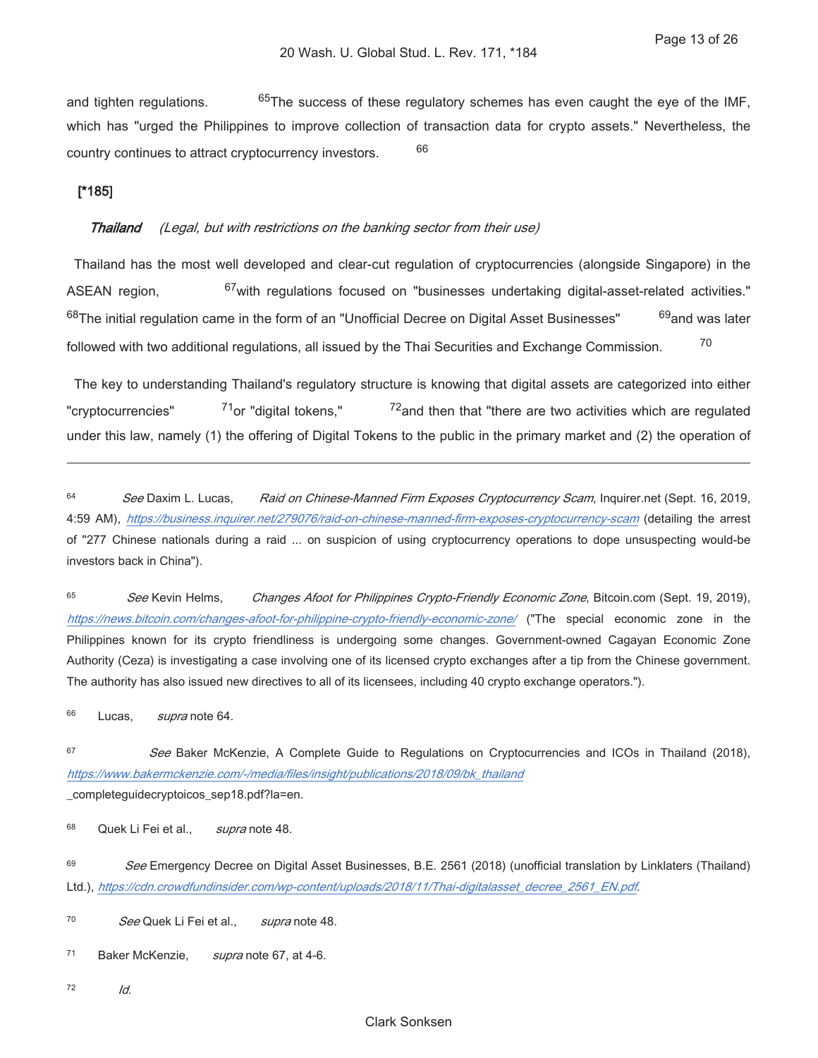and tighten regulations. [65] The success of these regulatory schemes has even caught the eye of the IMF, which has "urged the Philippines to improve collection of transaction data for crypto assets." Nevertheless, the country continues to attract cryptocurrency investors. [66]

[*185]

***Thailand*** *(Legal, but with restrictions on the banking sector from their use)*

Thailand has the most well developed and clear-cut regulation of cryptocurrencies (alongside Singapore) in the ASEAN region, [67] with regulations focused on "businesses undertaking digital-asset-related activities." [68] The initial regulation came in the form of an "Unofficial Decree on Digital Asset Businesses" [69] and was later followed with two additional regulations, all issued by the Thai Securities and Exchange Commission. [70]

The key to understanding Thailand's regulatory structure is knowing that digital assets are categorized into either "cryptocurrencies" [71] or "digital tokens," [72] and then that "there are two activities which are regulated under this law, namely (1) the offering of Digital Tokens to the public in the primary market and (2) the operation of

---

[64] *See* Daxim L. Lucas, *Raid on Chinese-Manned Firm Exposes Cryptocurrency Scam*, Inquirer.net (Sept. 16, 2019, 4:59 AM), *https://business.inquirer.net/279076/raid-on-chinese-manned-firm-exposes-cryptocurrency-scam* (detailing the arrest of "277 Chinese nationals during a raid ... on suspicion of using cryptocurrency operations to dope unsuspecting would-be investors back in China").

[65] *See* Kevin Helms, *Changes Afoot for Philippines Crypto-Friendly Economic Zone*, Bitcoin.com (Sept. 19, 2019), *https://news.bitcoin.com/changes-afoot-for-philippine-crypto-friendly-economic-zone/* ("The special economic zone in the Philippines known for its crypto friendliness is undergoing some changes. Government-owned Cagayan Economic Zone Authority (Ceza) is investigating a case involving one of its licensed crypto exchanges after a tip from the Chinese government. The authority has also issued new directives to all of its licensees, including 40 crypto exchange operators.").

[66] Lucas, *supra* note 64.

[67] *See* Baker McKenzie, A Complete Guide to Regulations on Cryptocurrencies and ICOs in Thailand (2018), *https://www.bakermckenzie.com/-/media/files/insight/publications/2018/09/bk_thailand* _completeguidecryptoicos_sep18.pdf?la=en.

[68] Quek Li Fei et al., *supra* note 48.

[69] *See* Emergency Decree on Digital Asset Businesses, B.E. 2561 (2018) (unofficial translation by Linklaters (Thailand) Ltd.), *https://cdn.crowdfundinsider.com/wp-content/uploads/2018/11/Thai-digitalasset_decree_2561_EN.pdf*.

[70] *See* Quek Li Fei et al., *supra* note 48.

[71] Baker McKenzie, *supra* note 67, at 4-6.

[72] *Id.*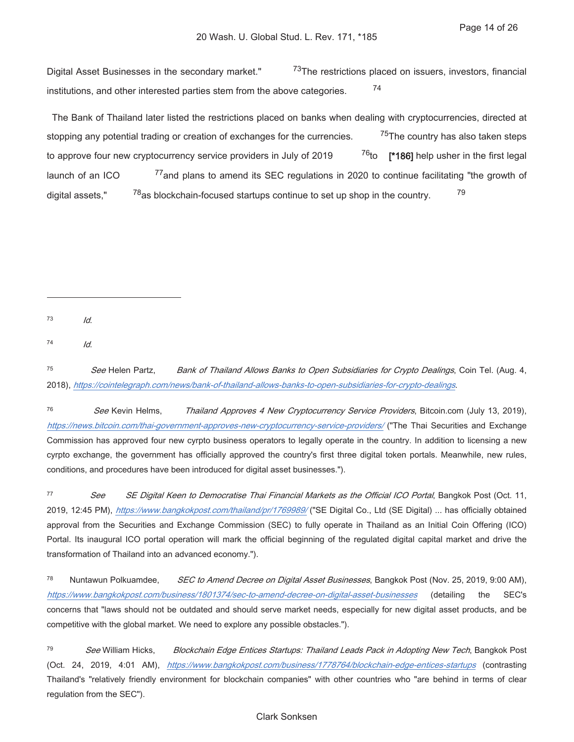Digital Asset Businesses in the secondary market." [73] The restrictions placed on issuers, investors, financial institutions, and other interested parties stem from the above categories. [74]

The Bank of Thailand later listed the restrictions placed on banks when dealing with cryptocurrencies, directed at stopping any potential trading or creation of exchanges for the currencies. [75] The country has also taken steps to approve four new cryptocurrency service providers in July of 2019 [76] to **[*186]** help usher in the first legal launch of an ICO [77] and plans to amend its SEC regulations in 2020 to continue facilitating "the growth of digital assets," [78] as blockchain-focused startups continue to set up shop in the country. [79]

---

[73] *Id.*

[74] *Id.*

[75] *See* Helen Partz, *Bank of Thailand Allows Banks to Open Subsidiaries for Crypto Dealings*, Coin Tel. (Aug. 4, 2018), *https://cointelegraph.com/news/bank-of-thailand-allows-banks-to-open-subsidiaries-for-crypto-dealings*.

[76] *See* Kevin Helms, *Thailand Approves 4 New Cryptocurrency Service Providers*, Bitcoin.com (July 13, 2019), *https://news.bitcoin.com/thai-government-approves-new-cryptocurrency-service-providers/* ("The Thai Securities and Exchange Commission has approved four new cyrpto business operators to legally operate in the country. In addition to licensing a new cyrpto exchange, the government has officially approved the country's first three digital token portals. Meanwhile, new rules, conditions, and procedures have been introduced for digital asset businesses.").

[77] *See* *SE Digital Keen to Democratise Thai Financial Markets as the Official ICO Portal*, Bangkok Post (Oct. 11, 2019, 12:45 PM), *https://www.bangkokpost.com/thailand/pr/1769989/* ("SE Digital Co., Ltd (SE Digital) ... has officially obtained approval from the Securities and Exchange Commission (SEC) to fully operate in Thailand as an Initial Coin Offering (ICO) Portal. Its inaugural ICO portal operation will mark the official beginning of the regulated digital capital market and drive the transformation of Thailand into an advanced economy.").

[78] Nuntawun Polkuamdee, *SEC to Amend Decree on Digital Asset Businesses*, Bangkok Post (Nov. 25, 2019, 9:00 AM), *https://www.bangkokpost.com/business/1801374/sec-to-amend-decree-on-digital-asset-businesses* (detailing the SEC's concerns that "laws should not be outdated and should serve market needs, especially for new digital asset products, and be competitive with the global market. We need to explore any possible obstacles.").

[79] *See* William Hicks, *Blockchain Edge Entices Startups: Thailand Leads Pack in Adopting New Tech*, Bangkok Post (Oct. 24, 2019, 4:01 AM), *https://www.bangkokpost.com/business/1778764/blockchain-edge-entices-startups* (contrasting Thailand's "relatively friendly environment for blockchain companies" with other countries who "are behind in terms of clear regulation from the SEC").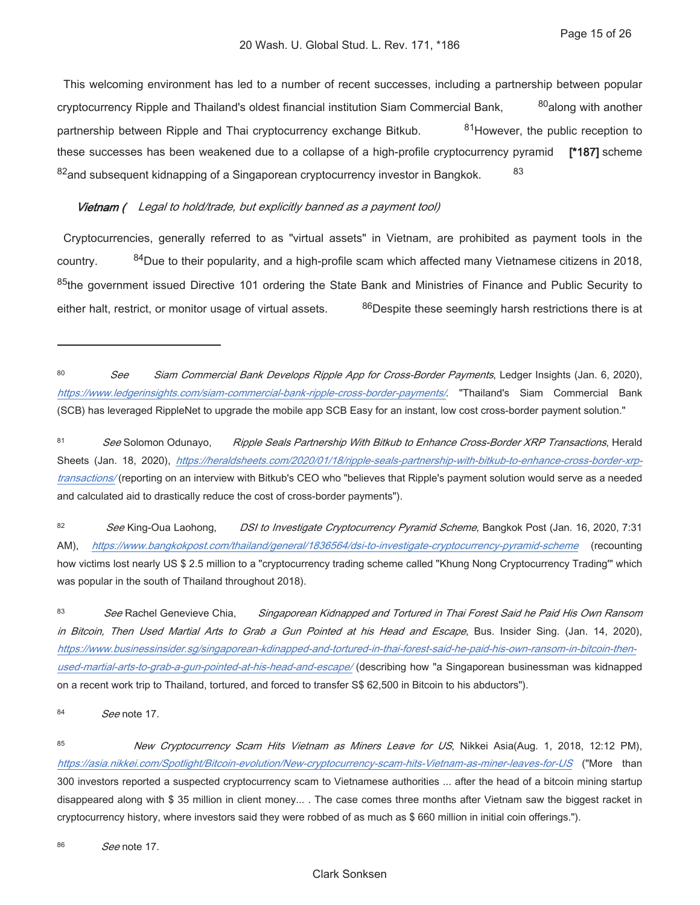This welcoming environment has led to a number of recent successes, including a partnership between popular cryptocurrency Ripple and Thailand's oldest financial institution Siam Commercial Bank, [80] along with another partnership between Ripple and Thai cryptocurrency exchange Bitkub. [81] However, the public reception to these successes has been weakened due to a collapse of a high-profile cryptocurrency pyramid **[*187]** scheme [82] and subsequent kidnapping of a Singaporean cryptocurrency investor in Bangkok. [83]

***Vietnam (*** *Legal to hold/trade, but explicitly banned as a payment tool)*

Cryptocurrencies, generally referred to as "virtual assets" in Vietnam, are prohibited as payment tools in the country. [84] Due to their popularity, and a high-profile scam which affected many Vietnamese citizens in 2018, [85] the government issued Directive 101 ordering the State Bank and Ministries of Finance and Public Security to either halt, restrict, or monitor usage of virtual assets. [86] Despite these seemingly harsh restrictions there is at

---

[80] *See* *Siam Commercial Bank Develops Ripple App for Cross-Border Payments*, Ledger Insights (Jan. 6, 2020), *https://www.ledgerinsights.com/siam-commercial-bank-ripple-cross-border-payments/*. "Thailand's Siam Commercial Bank (SCB) has leveraged RippleNet to upgrade the mobile app SCB Easy for an instant, low cost cross-border payment solution."

[81] *See* Solomon Odunayo, *Ripple Seals Partnership With Bitkub to Enhance Cross-Border XRP Transactions*, Herald Sheets (Jan. 18, 2020), *https://heraldsheets.com/2020/01/18/ripple-seals-partnership-with-bitkub-to-enhance-cross-border-xrp-transactions/* (reporting on an interview with Bitkub's CEO who "believes that Ripple's payment solution would serve as a needed and calculated aid to drastically reduce the cost of cross-border payments").

[82] *See* King-Oua Laohong, *DSI to Investigate Cryptocurrency Pyramid Scheme*, Bangkok Post (Jan. 16, 2020, 7:31 AM), *https://www.bangkokpost.com/thailand/general/1836564/dsi-to-investigate-cryptocurrency-pyramid-scheme* (recounting how victims lost nearly US $ 2.5 million to a "cryptocurrency trading scheme called "Khung Nong Cryptocurrency Trading"' which was popular in the south of Thailand throughout 2018).

[83] *See* Rachel Genevieve Chia, *Singaporean Kidnapped and Tortured in Thai Forest Said he Paid His Own Ransom in Bitcoin, Then Used Martial Arts to Grab a Gun Pointed at his Head and Escape*, Bus. Insider Sing. (Jan. 14, 2020), *https://www.businessinsider.sg/singaporean-kdinapped-and-tortured-in-thai-forest-said-he-paid-his-own-ransom-in-bitcoin-then-used-martial-arts-to-grab-a-gun-pointed-at-his-head-and-escape/* (describing how "a Singaporean businessman was kidnapped on a recent work trip to Thailand, tortured, and forced to transfer S$ 62,500 in Bitcoin to his abductors").

[84] *See* note 17.

[85] *New Cryptocurrency Scam Hits Vietnam as Miners Leave for US*, Nikkei Asia(Aug. 1, 2018, 12:12 PM), *https://asia.nikkei.com/Spotlight/Bitcoin-evolution/New-cryptocurrency-scam-hits-Vietnam-as-miner-leaves-for-US* ("More than 300 investors reported a suspected cryptocurrency scam to Vietnamese authorities ... after the head of a bitcoin mining startup disappeared along with $ 35 million in client money... . The case comes three months after Vietnam saw the biggest racket in cryptocurrency history, where investors said they were robbed of as much as $ 660 million in initial coin offerings.").

[86] *See* note 17.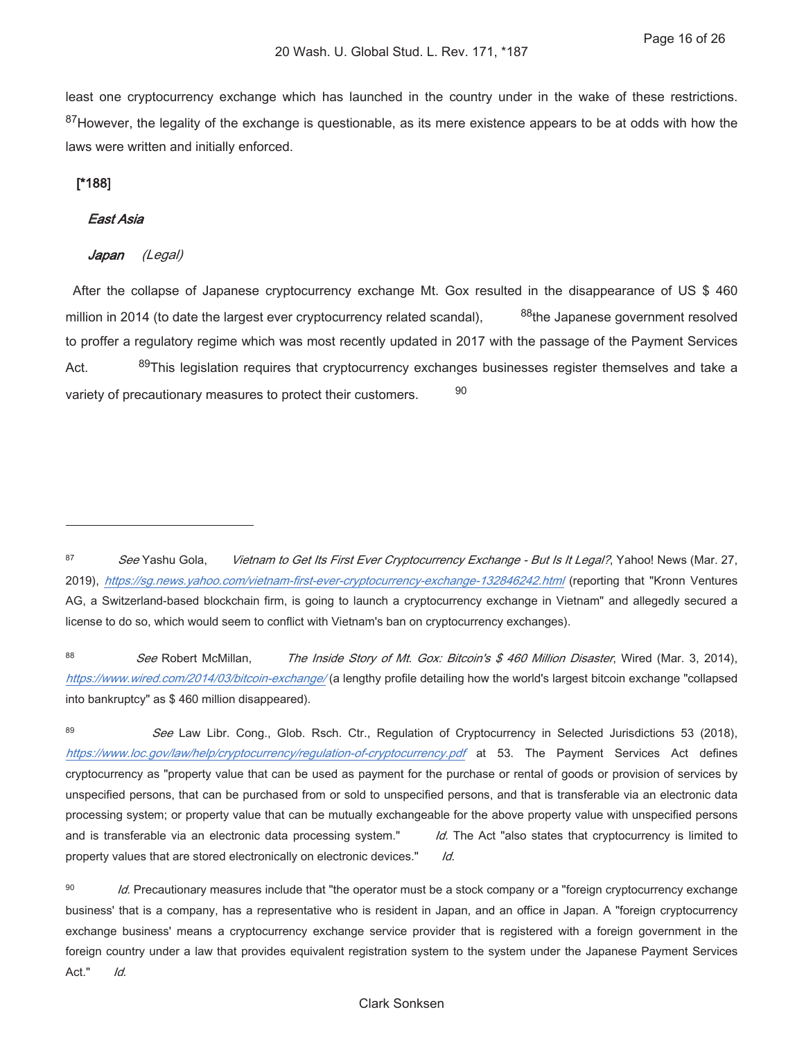least one cryptocurrency exchange which has launched in the country under in the wake of these restrictions. [87]However, the legality of the exchange is questionable, as its mere existence appears to be at odds with how the laws were written and initially enforced.

**[*188]**

***East Asia***

***Japan*** *(Legal)*

After the collapse of Japanese cryptocurrency exchange Mt. Gox resulted in the disappearance of US $ 460 million in 2014 (to date the largest ever cryptocurrency related scandal), [88]the Japanese government resolved to proffer a regulatory regime which was most recently updated in 2017 with the passage of the Payment Services Act. [89]This legislation requires that cryptocurrency exchanges businesses register themselves and take a variety of precautionary measures to protect their customers. [90]

---

[87] *See* Yashu Gola, *Vietnam to Get Its First Ever Cryptocurrency Exchange - But Is It Legal?*, Yahoo! News (Mar. 27, 2019), *https://sg.news.yahoo.com/vietnam-first-ever-cryptocurrency-exchange-132846242.html* (reporting that "Kronn Ventures AG, a Switzerland-based blockchain firm, is going to launch a cryptocurrency exchange in Vietnam" and allegedly secured a license to do so, which would seem to conflict with Vietnam's ban on cryptocurrency exchanges).

[88] *See* Robert McMillan, *The Inside Story of Mt. Gox: Bitcoin's $ 460 Million Disaster*, Wired (Mar. 3, 2014), *https://www.wired.com/2014/03/bitcoin-exchange/* (a lengthy profile detailing how the world's largest bitcoin exchange "collapsed into bankruptcy" as $ 460 million disappeared).

[89] *See* Law Libr. Cong., Glob. Rsch. Ctr., Regulation of Cryptocurrency in Selected Jurisdictions 53 (2018), *https://www.loc.gov/law/help/cryptocurrency/regulation-of-cryptocurrency.pdf* at 53. The Payment Services Act defines cryptocurrency as "property value that can be used as payment for the purchase or rental of goods or provision of services by unspecified persons, that can be purchased from or sold to unspecified persons, and that is transferable via an electronic data processing system; or property value that can be mutually exchangeable for the above property value with unspecified persons and is transferable via an electronic data processing system." *Id.* The Act "also states that cryptocurrency is limited to property values that are stored electronically on electronic devices." *Id.*

[90] *Id.* Precautionary measures include that "the operator must be a stock company or a "foreign cryptocurrency exchange business' that is a company, has a representative who is resident in Japan, and an office in Japan. A "foreign cryptocurrency exchange business' means a cryptocurrency exchange service provider that is registered with a foreign government in the foreign country under a law that provides equivalent registration system to the system under the Japanese Payment Services Act." *Id.*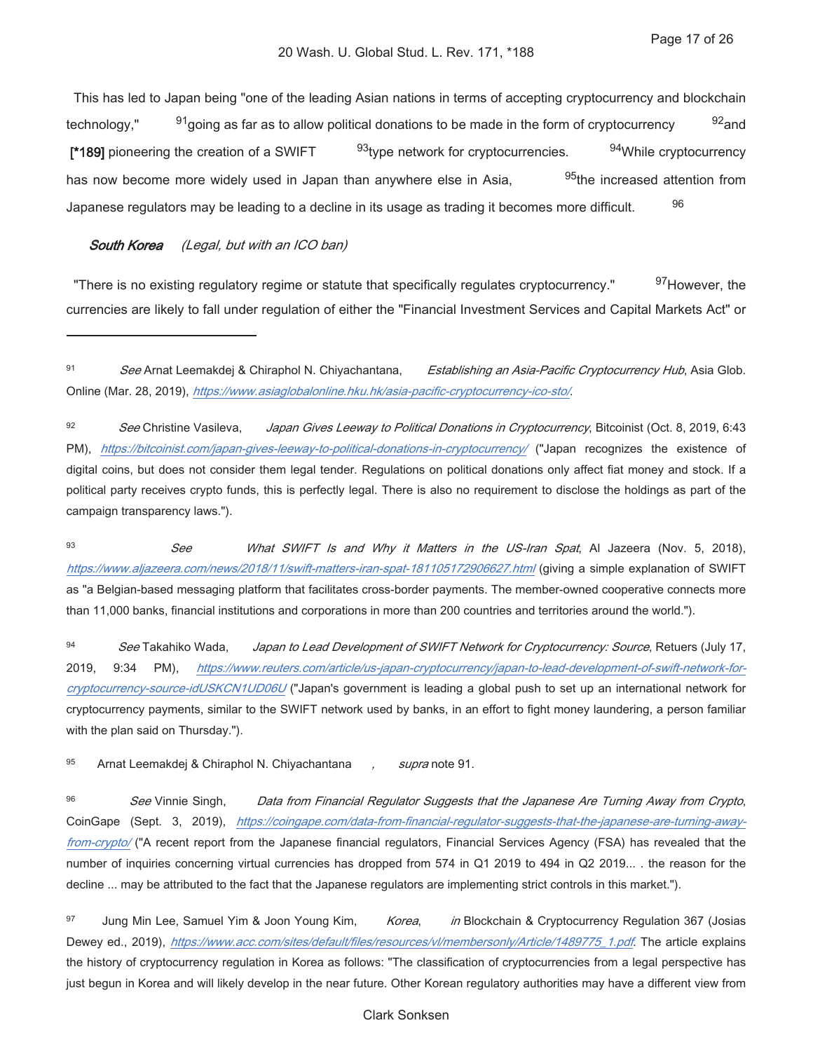This has led to Japan being "one of the leading Asian nations in terms of accepting cryptocurrency and blockchain technology," [91] going as far as to allow political donations to be made in the form of cryptocurrency [92] and **[*189]** pioneering the creation of a SWIFT [93] type network for cryptocurrencies. [94] While cryptocurrency has now become more widely used in Japan than anywhere else in Asia, [95] the increased attention from Japanese regulators may be leading to a decline in its usage as trading it becomes more difficult. [96]

***South Korea*** *(Legal, but with an ICO ban)*

"There is no existing regulatory regime or statute that specifically regulates cryptocurrency." [97] However, the currencies are likely to fall under regulation of either the "Financial Investment Services and Capital Markets Act" or

---

[91] *See* Arnat Leemakdej & Chiraphol N. Chiyachantana, *Establishing an Asia-Pacific Cryptocurrency Hub*, Asia Glob. Online (Mar. 28, 2019), *https://www.asiaglobalonline.hku.hk/asia-pacific-cryptocurrency-ico-sto/*.

[92] *See* Christine Vasileva, *Japan Gives Leeway to Political Donations in Cryptocurrency*, Bitcoinist (Oct. 8, 2019, 6:43 PM), *https://bitcoinist.com/japan-gives-leeway-to-political-donations-in-cryptocurrency/* ("Japan recognizes the existence of digital coins, but does not consider them legal tender. Regulations on political donations only affect fiat money and stock. If a political party receives crypto funds, this is perfectly legal. There is also no requirement to disclose the holdings as part of the campaign transparency laws.").

[93] *See* *What SWIFT Is and Why it Matters in the US-Iran Spat*, Al Jazeera (Nov. 5, 2018), *https://www.aljazeera.com/news/2018/11/swift-matters-iran-spat-181105172906627.html* (giving a simple explanation of SWIFT as "a Belgian-based messaging platform that facilitates cross-border payments. The member-owned cooperative connects more than 11,000 banks, financial institutions and corporations in more than 200 countries and territories around the world.").

[94] *See* Takahiko Wada, *Japan to Lead Development of SWIFT Network for Cryptocurrency: Source*, Retuers (July 17, 2019, 9:34 PM), *https://www.reuters.com/article/us-japan-cryptocurrency/japan-to-lead-development-of-swift-network-for-cryptocurrency-source-idUSKCN1UD06U* ("Japan's government is leading a global push to set up an international network for cryptocurrency payments, similar to the SWIFT network used by banks, in an effort to fight money laundering, a person familiar with the plan said on Thursday.").

[95] Arnat Leemakdej & Chiraphol N. Chiyachantana, *supra* note 91.

[96] *See* Vinnie Singh, *Data from Financial Regulator Suggests that the Japanese Are Turning Away from Crypto*, CoinGape (Sept. 3, 2019), *https://coingape.com/data-from-financial-regulator-suggests-that-the-japanese-are-turning-away-from-crypto/* ("A recent report from the Japanese financial regulators, Financial Services Agency (FSA) has revealed that the number of inquiries concerning virtual currencies has dropped from 574 in Q1 2019 to 494 in Q2 2019... . the reason for the decline ... may be attributed to the fact that the Japanese regulators are implementing strict controls in this market.").

[97] Jung Min Lee, Samuel Yim & Joon Young Kim, *Korea*, *in* Blockchain & Cryptocurrency Regulation 367 (Josias Dewey ed., 2019), *https://www.acc.com/sites/default/files/resources/vl/membersonly/Article/1489775_1.pdf*. The article explains the history of cryptocurrency regulation in Korea as follows: "The classification of cryptocurrencies from a legal perspective has just begun in Korea and will likely develop in the near future. Other Korean regulatory authorities may have a different view from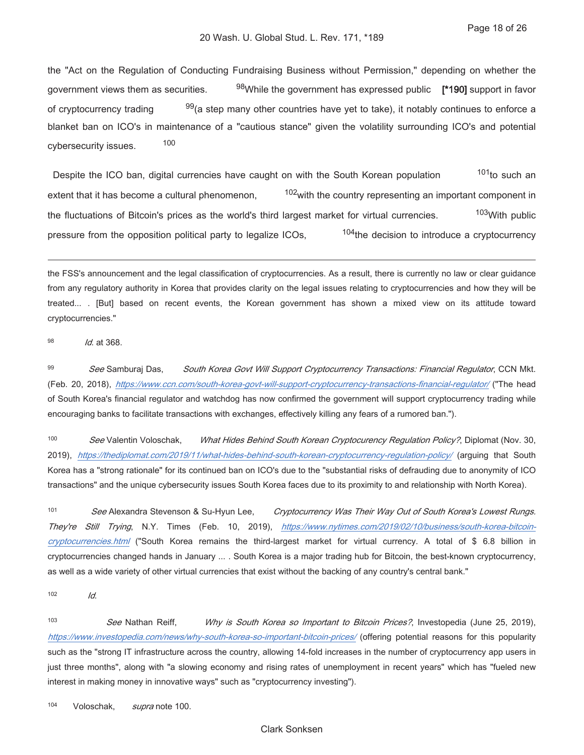the "Act on the Regulation of Conducting Fundraising Business without Permission," depending on whether the government views them as securities. [98] While the government has expressed public **[*190]** support in favor of cryptocurrency trading [99] (a step many other countries have yet to take), it notably continues to enforce a blanket ban on ICO's in maintenance of a "cautious stance" given the volatility surrounding ICO's and potential cybersecurity issues. [100]

Despite the ICO ban, digital currencies have caught on with the South Korean population [101] to such an extent that it has become a cultural phenomenon, [102] with the country representing an important component in the fluctuations of Bitcoin's prices as the world's third largest market for virtual currencies. [103] With public pressure from the opposition political party to legalize ICOs, [104] the decision to introduce a cryptocurrency

---

the FSS's announcement and the legal classification of cryptocurrencies. As a result, there is currently no law or clear guidance from any regulatory authority in Korea that provides clarity on the legal issues relating to cryptocurrencies and how they will be treated... . [But] based on recent events, the Korean government has shown a mixed view on its attitude toward cryptocurrencies."

[98] *Id.* at 368.

[99] *See* Samburaj Das, *South Korea Govt Will Support Cryptocurrency Transactions: Financial Regulator*, CCN Mkt. (Feb. 20, 2018), *https://www.ccn.com/south-korea-govt-will-support-cryptocurrency-transactions-financial-regulator/* ("The head of South Korea's financial regulator and watchdog has now confirmed the government will support cryptocurrency trading while encouraging banks to facilitate transactions with exchanges, effectively killing any fears of a rumored ban.").

[100] *See* Valentin Voloschak, *What Hides Behind South Korean Cryptocurency Regulation Policy?*, Diplomat (Nov. 30, 2019), *https://thediplomat.com/2019/11/what-hides-behind-south-korean-cryptocurrency-regulation-policy/* (arguing that South Korea has a "strong rationale" for its continued ban on ICO's due to the "substantial risks of defrauding due to anonymity of ICO transactions" and the unique cybersecurity issues South Korea faces due to its proximity to and relationship with North Korea).

[101] *See* Alexandra Stevenson & Su-Hyun Lee, *Cryptocurrency Was Their Way Out of South Korea's Lowest Rungs. They're Still Trying*, N.Y. Times (Feb. 10, 2019), *https://www.nytimes.com/2019/02/10/business/south-korea-bitcoin-cryptocurrencies.html* ("South Korea remains the third-largest market for virtual currency. A total of $ 6.8 billion in cryptocurrencies changed hands in January ... . South Korea is a major trading hub for Bitcoin, the best-known cryptocurrency, as well as a wide variety of other virtual currencies that exist without the backing of any country's central bank."

[102] *Id.*

[103] *See* Nathan Reiff, *Why is South Korea so Important to Bitcoin Prices?*, Investopedia (June 25, 2019), *https://www.investopedia.com/news/why-south-korea-so-important-bitcoin-prices/* (offering potential reasons for this popularity such as the "strong IT infrastructure across the country, allowing 14-fold increases in the number of cryptocurrency app users in just three months", along with "a slowing economy and rising rates of unemployment in recent years" which has "fueled new interest in making money in innovative ways" such as "cryptocurrency investing").

[104] Voloschak, *supra* note 100.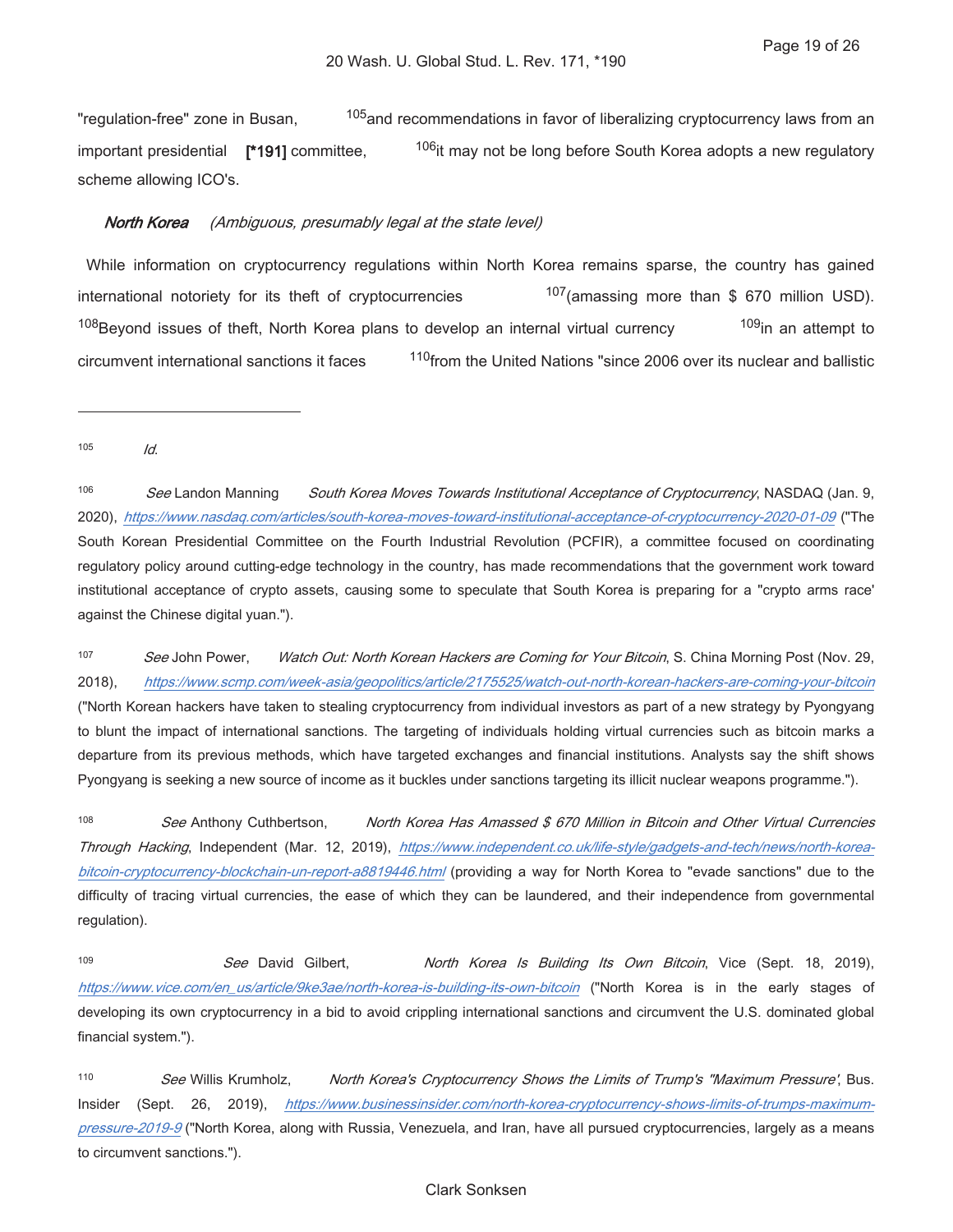"regulation-free" zone in Busan, [105] and recommendations in favor of liberalizing cryptocurrency laws from an important presidential **[*191]** committee, [106] it may not be long before South Korea adopts a new regulatory scheme allowing ICO's.

***North Korea*** *(Ambiguous, presumably legal at the state level)*

While information on cryptocurrency regulations within North Korea remains sparse, the country has gained international notoriety for its theft of cryptocurrencies [107] (amassing more than $ 670 million USD). [108] Beyond issues of theft, North Korea plans to develop an internal virtual currency [109] in an attempt to circumvent international sanctions it faces [110] from the United Nations "since 2006 over its nuclear and ballistic

---

[105] *Id.*

[106] *See* Landon Manning *South Korea Moves Towards Institutional Acceptance of Cryptocurrency*, NASDAQ (Jan. 9, 2020), *https://www.nasdaq.com/articles/south-korea-moves-toward-institutional-acceptance-of-cryptocurrency-2020-01-09* ("The South Korean Presidential Committee on the Fourth Industrial Revolution (PCFIR), a committee focused on coordinating regulatory policy around cutting-edge technology in the country, has made recommendations that the government work toward institutional acceptance of crypto assets, causing some to speculate that South Korea is preparing for a "crypto arms race' against the Chinese digital yuan.").

[107] *See* John Power, *Watch Out: North Korean Hackers are Coming for Your Bitcoin*, S. China Morning Post (Nov. 29, 2018), *https://www.scmp.com/week-asia/geopolitics/article/2175525/watch-out-north-korean-hackers-are-coming-your-bitcoin* ("North Korean hackers have taken to stealing cryptocurrency from individual investors as part of a new strategy by Pyongyang to blunt the impact of international sanctions. The targeting of individuals holding virtual currencies such as bitcoin marks a departure from its previous methods, which have targeted exchanges and financial institutions. Analysts say the shift shows Pyongyang is seeking a new source of income as it buckles under sanctions targeting its illicit nuclear weapons programme.").

[108] *See* Anthony Cuthbertson, *North Korea Has Amassed $ 670 Million in Bitcoin and Other Virtual Currencies Through Hacking*, Independent (Mar. 12, 2019), *https://www.independent.co.uk/life-style/gadgets-and-tech/news/north-korea-bitcoin-cryptocurrency-blockchain-un-report-a8819446.html* (providing a way for North Korea to "evade sanctions" due to the difficulty of tracing virtual currencies, the ease of which they can be laundered, and their independence from governmental regulation).

[109] *See* David Gilbert, *North Korea Is Building Its Own Bitcoin*, Vice (Sept. 18, 2019), *https://www.vice.com/en_us/article/9ke3ae/north-korea-is-building-its-own-bitcoin* ("North Korea is in the early stages of developing its own cryptocurrency in a bid to avoid crippling international sanctions and circumvent the U.S. dominated global financial system.").

[110] *See* Willis Krumholz, *North Korea's Cryptocurrency Shows the Limits of Trump's "Maximum Pressure'*, Bus. Insider (Sept. 26, 2019), *https://www.businessinsider.com/north-korea-cryptocurrency-shows-limits-of-trumps-maximum-pressure-2019-9* ("North Korea, along with Russia, Venezuela, and Iran, have all pursued cryptocurrencies, largely as a means to circumvent sanctions.").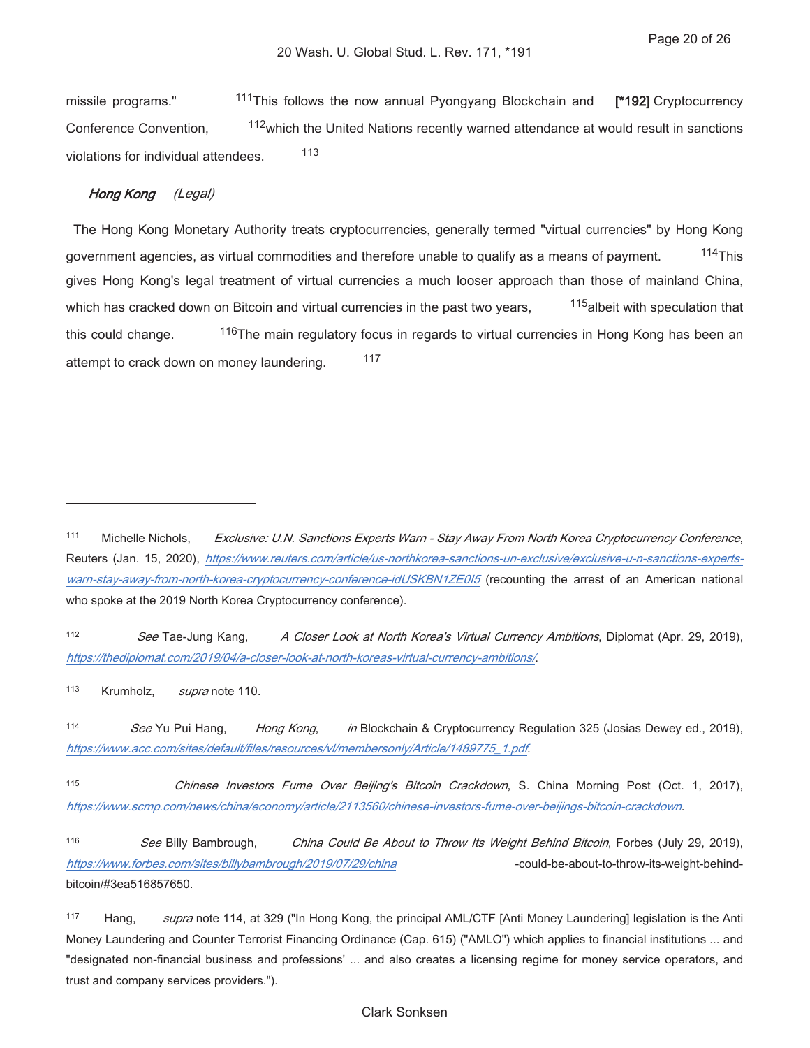missile programs."[111] This follows the now annual Pyongyang Blockchain and [*192] Cryptocurrency Conference Convention,[112] which the United Nations recently warned attendance at would result in sanctions violations for individual attendees.[113]

***Hong Kong*** *(Legal)*

The Hong Kong Monetary Authority treats cryptocurrencies, generally termed "virtual currencies" by Hong Kong government agencies, as virtual commodities and therefore unable to qualify as a means of payment.[114] This gives Hong Kong's legal treatment of virtual currencies a much looser approach than those of mainland China, which has cracked down on Bitcoin and virtual currencies in the past two years,[115] albeit with speculation that this could change.[116] The main regulatory focus in regards to virtual currencies in Hong Kong has been an attempt to crack down on money laundering.[117]

---

[111] Michelle Nichols, *Exclusive: U.N. Sanctions Experts Warn - Stay Away From North Korea Cryptocurrency Conference*, Reuters (Jan. 15, 2020), *https://www.reuters.com/article/us-northkorea-sanctions-un-exclusive/exclusive-u-n-sanctions-experts-warn-stay-away-from-north-korea-cryptocurrency-conference-idUSKBN1ZE0I5* (recounting the arrest of an American national who spoke at the 2019 North Korea Cryptocurrency conference).

[112] *See* Tae-Jung Kang, *A Closer Look at North Korea's Virtual Currency Ambitions*, Diplomat (Apr. 29, 2019), *https://thediplomat.com/2019/04/a-closer-look-at-north-koreas-virtual-currency-ambitions/*.

[113] Krumholz, *supra* note 110.

[114] *See* Yu Pui Hang, *Hong Kong*, *in* Blockchain & Cryptocurrency Regulation 325 (Josias Dewey ed., 2019), *https://www.acc.com/sites/default/files/resources/vl/membersonly/Article/1489775_1.pdf*.

[115] *Chinese Investors Fume Over Beijing's Bitcoin Crackdown*, S. China Morning Post (Oct. 1, 2017), *https://www.scmp.com/news/china/economy/article/2113560/chinese-investors-fume-over-beijings-bitcoin-crackdown*.

[116] *See* Billy Bambrough, *China Could Be About to Throw Its Weight Behind Bitcoin*, Forbes (July 29, 2019), *https://www.forbes.com/sites/billybambrough/2019/07/29/china* -could-be-about-to-throw-its-weight-behind-bitcoin/#3ea516857650.

[117] Hang, *supra* note 114, at 329 ("In Hong Kong, the principal AML/CTF [Anti Money Laundering] legislation is the Anti Money Laundering and Counter Terrorist Financing Ordinance (Cap. 615) ("AMLO") which applies to financial institutions ... and "designated non-financial business and professions' ... and also creates a licensing regime for money service operators, and trust and company services providers.").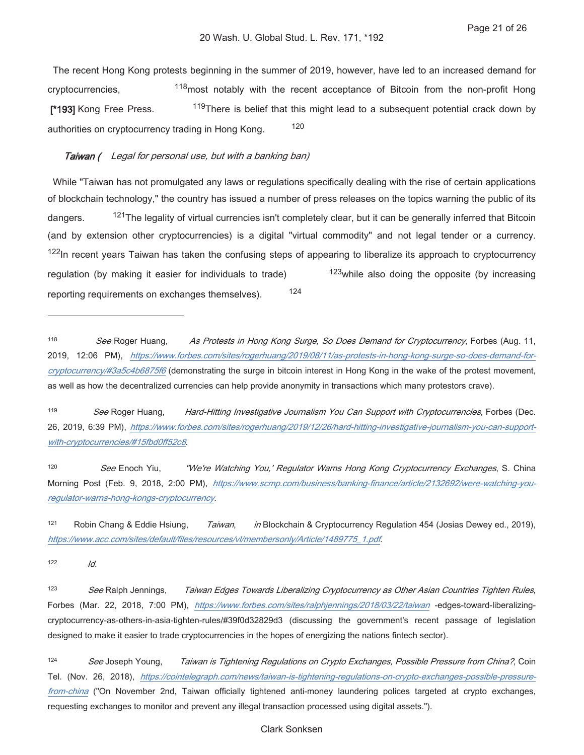The recent Hong Kong protests beginning in the summer of 2019, however, have led to an increased demand for cryptocurrencies, [118] most notably with the recent acceptance of Bitcoin from the non-profit Hong [*193] Kong Free Press. [119] There is belief that this might lead to a subsequent potential crack down by authorities on cryptocurrency trading in Hong Kong. [120]

***Taiwan (*** *Legal for personal use, but with a banking ban)*

While "Taiwan has not promulgated any laws or regulations specifically dealing with the rise of certain applications of blockchain technology," the country has issued a number of press releases on the topics warning the public of its dangers. [121] The legality of virtual currencies isn't completely clear, but it can be generally inferred that Bitcoin (and by extension other cryptocurrencies) is a digital "virtual commodity" and not legal tender or a currency. [122] In recent years Taiwan has taken the confusing steps of appearing to liberalize its approach to cryptocurrency regulation (by making it easier for individuals to trade) [123] while also doing the opposite (by increasing reporting requirements on exchanges themselves). [124]

---

[118] *See* Roger Huang, *As Protests in Hong Kong Surge, So Does Demand for Cryptocurrency*, Forbes (Aug. 11, 2019, 12:06 PM), *https://www.forbes.com/sites/rogerhuang/2019/08/11/as-protests-in-hong-kong-surge-so-does-demand-for-cryptocurrency/#3a5c4b6875f6* (demonstrating the surge in bitcoin interest in Hong Kong in the wake of the protest movement, as well as how the decentralized currencies can help provide anonymity in transactions which many protestors crave).

[119] *See* Roger Huang, *Hard-Hitting Investigative Journalism You Can Support with Cryptocurrencies*, Forbes (Dec. 26, 2019, 6:39 PM), *https://www.forbes.com/sites/rogerhuang/2019/12/26/hard-hitting-investigative-journalism-you-can-support-with-cryptocurrencies/#15fbd0ff52c8*.

[120] *See* Enoch Yiu, *"We're Watching You,' Regulator Warns Hong Kong Cryptocurrency Exchanges*, S. China Morning Post (Feb. 9, 2018, 2:00 PM), *https://www.scmp.com/business/banking-finance/article/2132692/were-watching-you-regulator-warns-hong-kongs-cryptocurrency*.

[121] Robin Chang & Eddie Hsiung, *Taiwan*, *in* Blockchain & Cryptocurrency Regulation 454 (Josias Dewey ed., 2019), *https://www.acc.com/sites/default/files/resources/vl/membersonly/Article/1489775_1.pdf*.

[122] *Id.*

[123] *See* Ralph Jennings, *Taiwan Edges Towards Liberalizing Cryptocurrency as Other Asian Countries Tighten Rules*, Forbes (Mar. 22, 2018, 7:00 PM), *https://www.forbes.com/sites/ralphjennings/2018/03/22/taiwan* -edges-toward-liberalizing-cryptocurrency-as-others-in-asia-tighten-rules/#39f0d32829d3 (discussing the government's recent passage of legislation designed to make it easier to trade cryptocurrencies in the hopes of energizing the nations fintech sector).

[124] *See* Joseph Young, *Taiwan is Tightening Regulations on Crypto Exchanges, Possible Pressure from China?*, Coin Tel. (Nov. 26, 2018), *https://cointelegraph.com/news/taiwan-is-tightening-regulations-on-crypto-exchanges-possible-pressure-from-china* ("On November 2nd, Taiwan officially tightened anti-money laundering polices targeted at crypto exchanges, requesting exchanges to monitor and prevent any illegal transaction processed using digital assets.").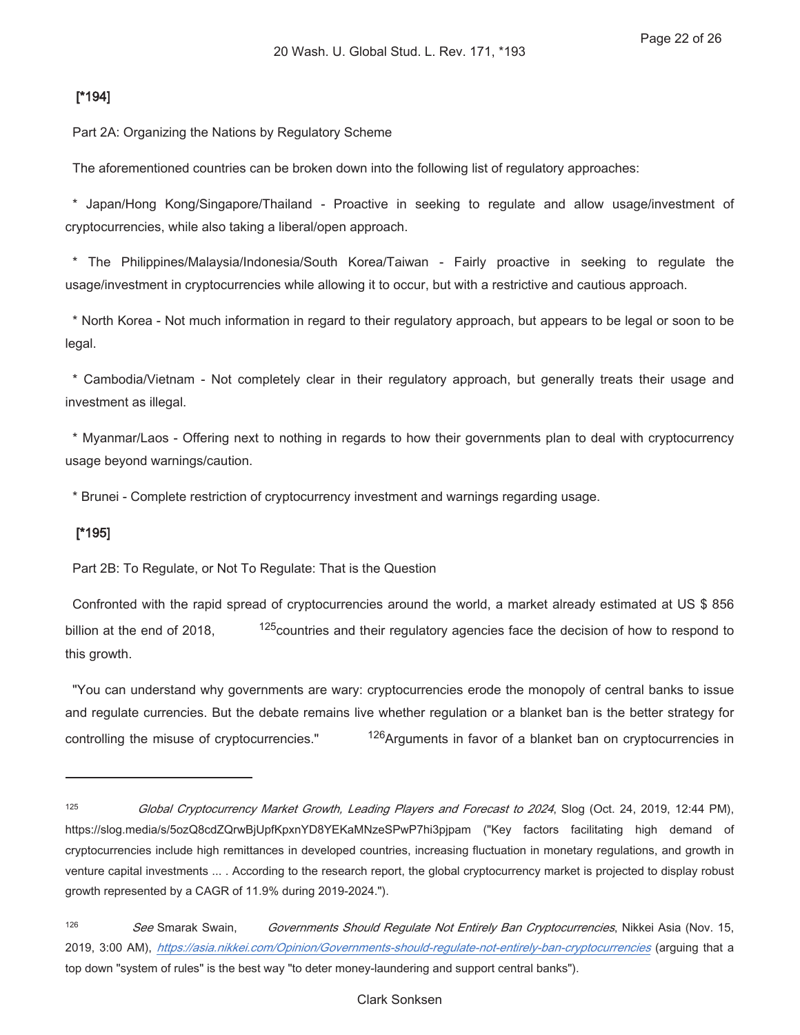**[*194]**

Part 2A: Organizing the Nations by Regulatory Scheme

The aforementioned countries can be broken down into the following list of regulatory approaches:

* Japan/Hong Kong/Singapore/Thailand - Proactive in seeking to regulate and allow usage/investment of cryptocurrencies, while also taking a liberal/open approach.

* The Philippines/Malaysia/Indonesia/South Korea/Taiwan - Fairly proactive in seeking to regulate the usage/investment in cryptocurrencies while allowing it to occur, but with a restrictive and cautious approach.

* North Korea - Not much information in regard to their regulatory approach, but appears to be legal or soon to be legal.

* Cambodia/Vietnam - Not completely clear in their regulatory approach, but generally treats their usage and investment as illegal.

* Myanmar/Laos - Offering next to nothing in regards to how their governments plan to deal with cryptocurrency usage beyond warnings/caution.

* Brunei - Complete restriction of cryptocurrency investment and warnings regarding usage.

**[*195]**

Part 2B: To Regulate, or Not To Regulate: That is the Question

Confronted with the rapid spread of cryptocurrencies around the world, a market already estimated at US $ 856 billion at the end of 2018, [125] countries and their regulatory agencies face the decision of how to respond to this growth.

"You can understand why governments are wary: cryptocurrencies erode the monopoly of central banks to issue and regulate currencies. But the debate remains live whether regulation or a blanket ban is the better strategy for controlling the misuse of cryptocurrencies." [126] Arguments in favor of a blanket ban on cryptocurrencies in

---

[125] *Global Cryptocurrency Market Growth, Leading Players and Forecast to 2024*, Slog (Oct. 24, 2019, 12:44 PM), https://slog.media/s/5ozQ8cdZQrwBjUpfKpxnYD8YEKaMNzeSPwP7hi3pjpam ("Key factors facilitating high demand of cryptocurrencies include high remittances in developed countries, increasing fluctuation in monetary regulations, and growth in venture capital investments ... . According to the research report, the global cryptocurrency market is projected to display robust growth represented by a CAGR of 11.9% during 2019-2024.").

[126] *See* Smarak Swain, *Governments Should Regulate Not Entirely Ban Cryptocurrencies*, Nikkei Asia (Nov. 15, 2019, 3:00 AM), *https://asia.nikkei.com/Opinion/Governments-should-regulate-not-entirely-ban-cryptocurrencies* (arguing that a top down "system of rules" is the best way "to deter money-laundering and support central banks").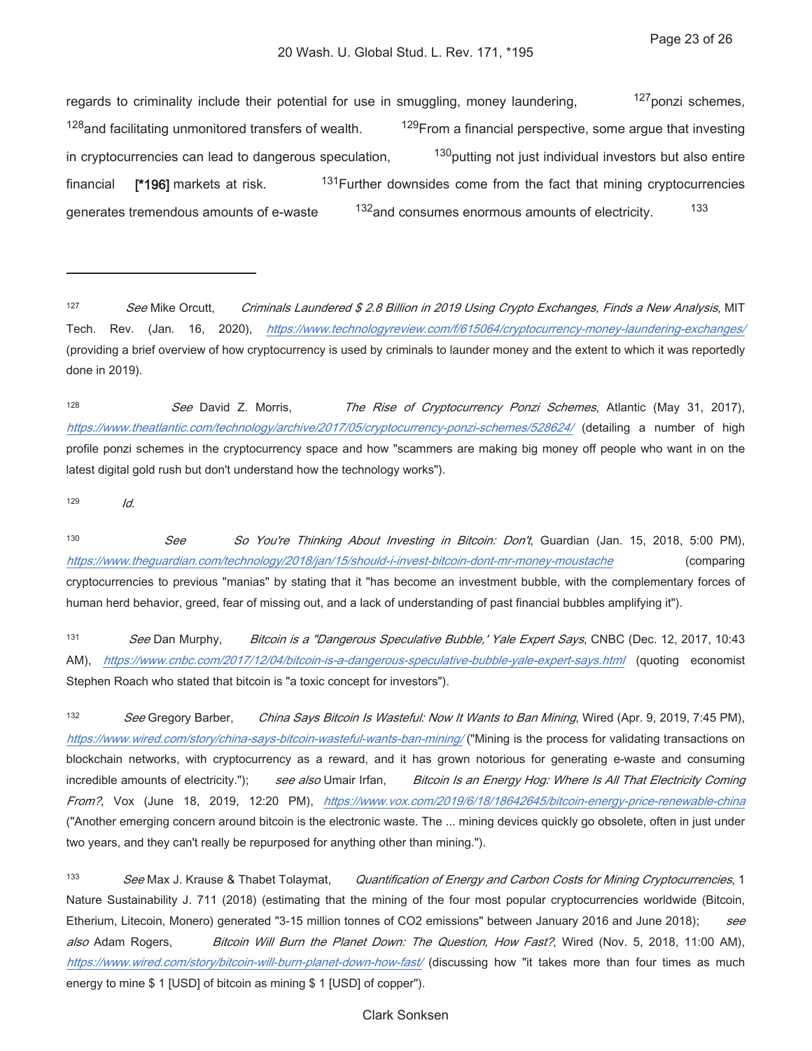regards to criminality include their potential for use in smuggling, money laundering, [127] ponzi schemes, [128] and facilitating unmonitored transfers of wealth. [129] From a financial perspective, some argue that investing in cryptocurrencies can lead to dangerous speculation, [130] putting not just individual investors but also entire financial **[*196]** markets at risk. [131] Further downsides come from the fact that mining cryptocurrencies generates tremendous amounts of e-waste [132] and consumes enormous amounts of electricity. [133]

---

[127] *See* Mike Orcutt, *Criminals Laundered $ 2.8 Billion in 2019 Using Crypto Exchanges, Finds a New Analysis*, MIT Tech. Rev. (Jan. 16, 2020), *https://www.technologyreview.com/f/615064/cryptocurrency-money-laundering-exchanges/* (providing a brief overview of how cryptocurrency is used by criminals to launder money and the extent to which it was reportedly done in 2019).

[128] *See* David Z. Morris, *The Rise of Cryptocurrency Ponzi Schemes*, Atlantic (May 31, 2017), *https://www.theatlantic.com/technology/archive/2017/05/cryptocurrency-ponzi-schemes/528624/* (detailing a number of high profile ponzi schemes in the cryptocurrency space and how "scammers are making big money off people who want in on the latest digital gold rush but don't understand how the technology works").

[129] *Id.*

[130] *See* *So You're Thinking About Investing in Bitcoin: Don't*, Guardian (Jan. 15, 2018, 5:00 PM), *https://www.theguardian.com/technology/2018/jan/15/should-i-invest-bitcoin-dont-mr-money-moustache* (comparing cryptocurrencies to previous "manias" by stating that it "has become an investment bubble, with the complementary forces of human herd behavior, greed, fear of missing out, and a lack of understanding of past financial bubbles amplifying it").

[131] *See* Dan Murphy, *Bitcoin is a "Dangerous Speculative Bubble,' Yale Expert Says*, CNBC (Dec. 12, 2017, 10:43 AM), *https://www.cnbc.com/2017/12/04/bitcoin-is-a-dangerous-speculative-bubble-yale-expert-says.html* (quoting economist Stephen Roach who stated that bitcoin is "a toxic concept for investors").

[132] *See* Gregory Barber, *China Says Bitcoin Is Wasteful: Now It Wants to Ban Mining*, Wired (Apr. 9, 2019, 7:45 PM), *https://www.wired.com/story/china-says-bitcoin-wasteful-wants-ban-mining/* ("Mining is the process for validating transactions on blockchain networks, with cryptocurrency as a reward, and it has grown notorious for generating e-waste and consuming incredible amounts of electricity."); *see also* Umair Irfan, *Bitcoin Is an Energy Hog: Where Is All That Electricity Coming From?*, Vox (June 18, 2019, 12:20 PM), *https://www.vox.com/2019/6/18/18642645/bitcoin-energy-price-renewable-china* ("Another emerging concern around bitcoin is the electronic waste. The ... mining devices quickly go obsolete, often in just under two years, and they can't really be repurposed for anything other than mining.").

[133] *See* Max J. Krause & Thabet Tolaymat, *Quantification of Energy and Carbon Costs for Mining Cryptocurrencies*, 1 Nature Sustainability J. 711 (2018) (estimating that the mining of the four most popular cryptocurrencies worldwide (Bitcoin, Etherium, Litecoin, Monero) generated "3-15 million tonnes of $CO_2$ emissions" between January 2016 and June 2018); *see also* Adam Rogers, *Bitcoin Will Burn the Planet Down: The Question, How Fast?*, Wired (Nov. 5, 2018, 11:00 AM), *https://www.wired.com/story/bitcoin-will-burn-planet-down-how-fast/* (discussing how "it takes more than four times as much energy to mine $ 1 [USD] of bitcoin as mining $ 1 [USD] of copper").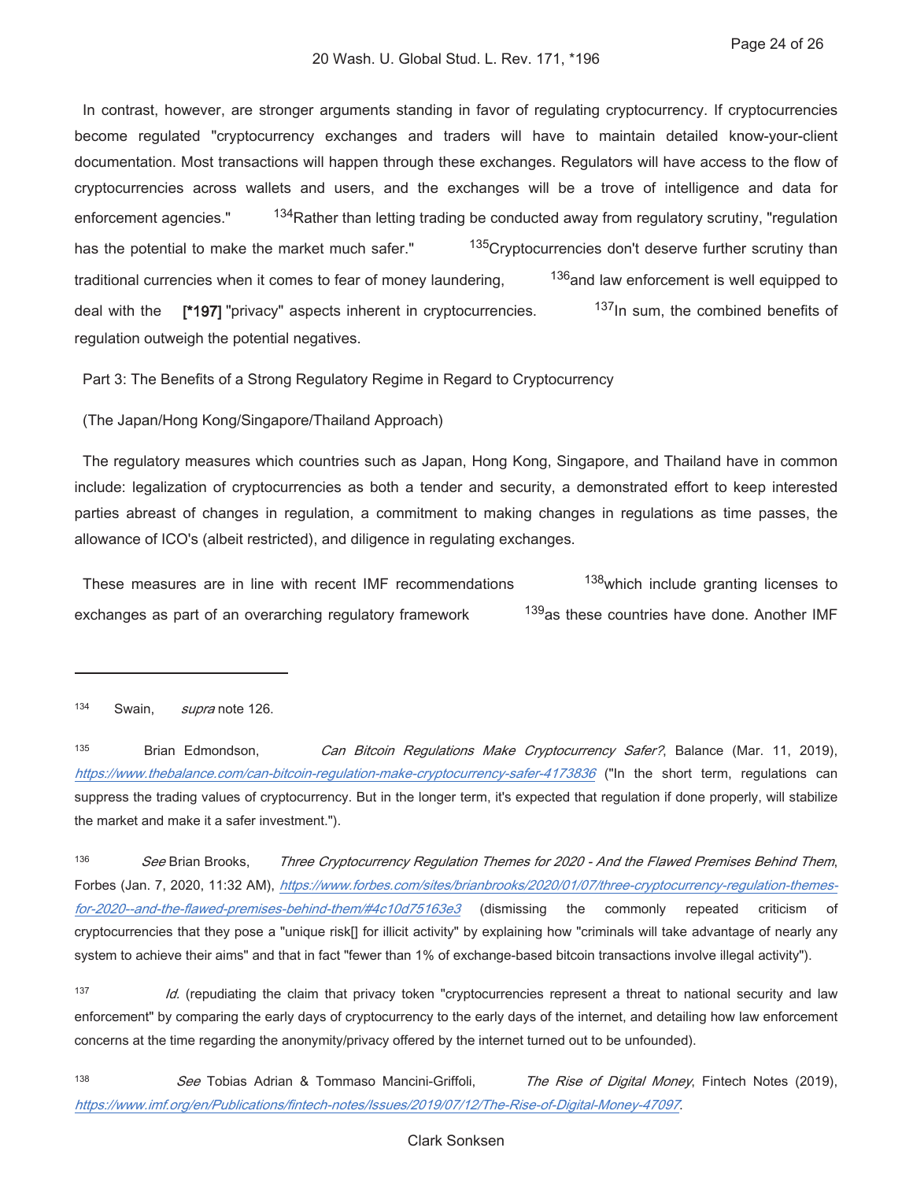In contrast, however, are stronger arguments standing in favor of regulating cryptocurrency. If cryptocurrencies become regulated "cryptocurrency exchanges and traders will have to maintain detailed know-your-client documentation. Most transactions will happen through these exchanges. Regulators will have access to the flow of cryptocurrencies across wallets and users, and the exchanges will be a trove of intelligence and data for enforcement agencies." [134] Rather than letting trading be conducted away from regulatory scrutiny, "regulation has the potential to make the market much safer." [135] Cryptocurrencies don't deserve further scrutiny than traditional currencies when it comes to fear of money laundering, [136] and law enforcement is well equipped to deal with the **[*197]** "privacy" aspects inherent in cryptocurrencies. [137] In sum, the combined benefits of regulation outweigh the potential negatives.

Part 3: The Benefits of a Strong Regulatory Regime in Regard to Cryptocurrency

(The Japan/Hong Kong/Singapore/Thailand Approach)

The regulatory measures which countries such as Japan, Hong Kong, Singapore, and Thailand have in common include: legalization of cryptocurrencies as both a tender and security, a demonstrated effort to keep interested parties abreast of changes in regulation, a commitment to making changes in regulations as time passes, the allowance of ICO's (albeit restricted), and diligence in regulating exchanges.

These measures are in line with recent IMF recommendations [138] which include granting licenses to exchanges as part of an overarching regulatory framework [139] as these countries have done. Another IMF

---

[134] Swain, *supra* note 126.

[135] Brian Edmondson, *Can Bitcoin Regulations Make Cryptocurrency Safer?*, Balance (Mar. 11, 2019), *https://www.thebalance.com/can-bitcoin-regulation-make-cryptocurrency-safer-4173836* ("In the short term, regulations can suppress the trading values of cryptocurrency. But in the longer term, it's expected that regulation if done properly, will stabilize the market and make it a safer investment.").

[136] *See* Brian Brooks, *Three Cryptocurrency Regulation Themes for 2020 - And the Flawed Premises Behind Them*, Forbes (Jan. 7, 2020, 11:32 AM), *https://www.forbes.com/sites/brianbrooks/2020/01/07/three-cryptocurrency-regulation-themes-for-2020--and-the-flawed-premises-behind-them/#4c10d75163e3* (dismissing the commonly repeated criticism of cryptocurrencies that they pose a "unique risk[] for illicit activity" by explaining how "criminals will take advantage of nearly any system to achieve their aims" and that in fact "fewer than 1% of exchange-based bitcoin transactions involve illegal activity").

[137] *Id.* (repudiating the claim that privacy token "cryptocurrencies represent a threat to national security and law enforcement" by comparing the early days of cryptocurrency to the early days of the internet, and detailing how law enforcement concerns at the time regarding the anonymity/privacy offered by the internet turned out to be unfounded).

[138] *See* Tobias Adrian & Tommaso Mancini-Griffoli, *The Rise of Digital Money*, Fintech Notes (2019), *https://www.imf.org/en/Publications/fintech-notes/Issues/2019/07/12/The-Rise-of-Digital-Money-47097*.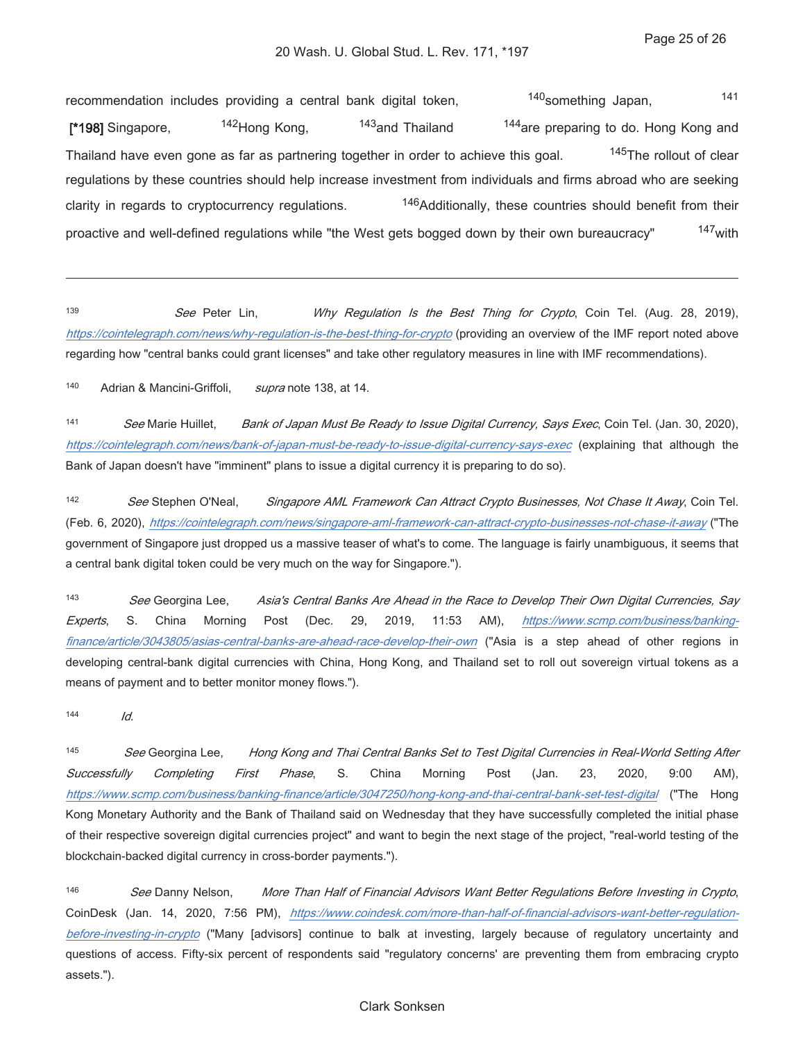recommendation includes providing a central bank digital token, [140] something Japan, [141] [*198] Singapore, [142] Hong Kong, [143] and Thailand [144] are preparing to do. Hong Kong and Thailand have even gone as far as partnering together in order to achieve this goal. [145] The rollout of clear regulations by these countries should help increase investment from individuals and firms abroad who are seeking clarity in regards to cryptocurrency regulations. [146] Additionally, these countries should benefit from their proactive and well-defined regulations while "the West gets bogged down by their own bureaucracy" [147] with

---

[139] *See* Peter Lin, *Why Regulation Is the Best Thing for Crypto*, Coin Tel. (Aug. 28, 2019), https://cointelegraph.com/news/why-regulation-is-the-best-thing-for-crypto (providing an overview of the IMF report noted above regarding how "central banks could grant licenses" and take other regulatory measures in line with IMF recommendations).

[140] Adrian & Mancini-Griffoli, *supra* note 138, at 14.

[141] *See* Marie Huillet, *Bank of Japan Must Be Ready to Issue Digital Currency, Says Exec*, Coin Tel. (Jan. 30, 2020), https://cointelegraph.com/news/bank-of-japan-must-be-ready-to-issue-digital-currency-says-exec (explaining that although the Bank of Japan doesn't have "imminent" plans to issue a digital currency it is preparing to do so).

[142] *See* Stephen O'Neal, *Singapore AML Framework Can Attract Crypto Businesses, Not Chase It Away*, Coin Tel. (Feb. 6, 2020), https://cointelegraph.com/news/singapore-aml-framework-can-attract-crypto-businesses-not-chase-it-away ("The government of Singapore just dropped us a massive teaser of what's to come. The language is fairly unambiguous, it seems that a central bank digital token could be very much on the way for Singapore.").

[143] *See* Georgina Lee, *Asia's Central Banks Are Ahead in the Race to Develop Their Own Digital Currencies, Say Experts*, S. China Morning Post (Dec. 29, 2019, 11:53 AM), https://www.scmp.com/business/banking-finance/article/3043805/asias-central-banks-are-ahead-race-develop-their-own ("Asia is a step ahead of other regions in developing central-bank digital currencies with China, Hong Kong, and Thailand set to roll out sovereign virtual tokens as a means of payment and to better monitor money flows.").

[144] *Id.*

[145] *See* Georgina Lee, *Hong Kong and Thai Central Banks Set to Test Digital Currencies in Real-World Setting After Successfully Completing First Phase*, S. China Morning Post (Jan. 23, 2020, 9:00 AM), https://www.scmp.com/business/banking-finance/article/3047250/hong-kong-and-thai-central-bank-set-test-digital ("The Hong Kong Monetary Authority and the Bank of Thailand said on Wednesday that they have successfully completed the initial phase of their respective sovereign digital currencies project" and want to begin the next stage of the project, "real-world testing of the blockchain-backed digital currency in cross-border payments.").

[146] *See* Danny Nelson, *More Than Half of Financial Advisors Want Better Regulations Before Investing in Crypto*, CoinDesk (Jan. 14, 2020, 7:56 PM), https://www.coindesk.com/more-than-half-of-financial-advisors-want-better-regulation-before-investing-in-crypto ("Many [advisors] continue to balk at investing, largely because of regulatory uncertainty and questions of access. Fifty-six percent of respondents said "regulatory concerns' are preventing them from embracing crypto assets.").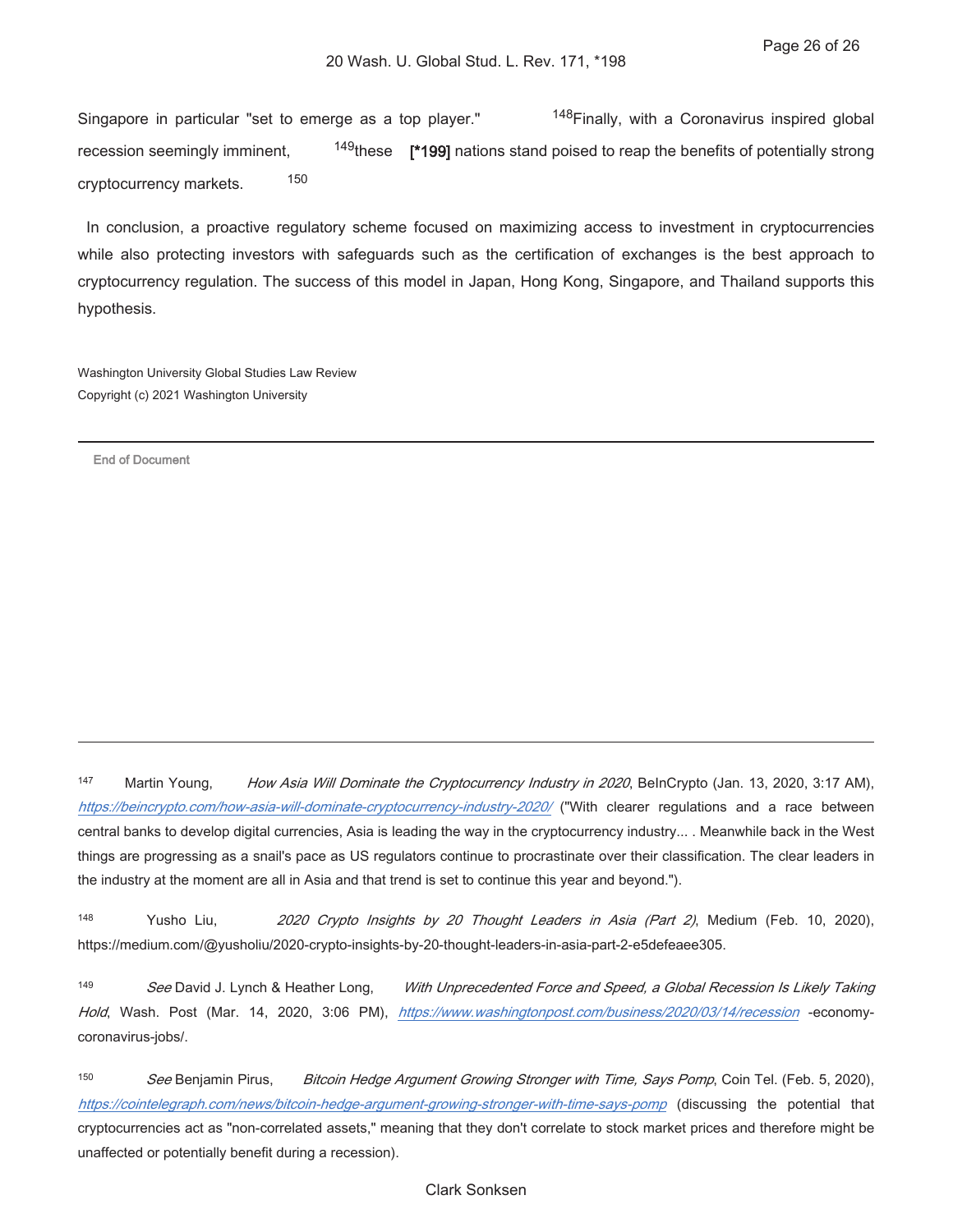Singapore in particular "set to emerge as a top player." [148] Finally, with a Coronavirus inspired global recession seemingly imminent, [149] these **[*199]** nations stand poised to reap the benefits of potentially strong cryptocurrency markets. [150]

In conclusion, a proactive regulatory scheme focused on maximizing access to investment in cryptocurrencies while also protecting investors with safeguards such as the certification of exchanges is the best approach to cryptocurrency regulation. The success of this model in Japan, Hong Kong, Singapore, and Thailand supports this hypothesis.

Washington University Global Studies Law Review
Copyright (c) 2021 Washington University

---

End of Document

---

[147] Martin Young, *How Asia Will Dominate the Cryptocurrency Industry in 2020*, BeInCrypto (Jan. 13, 2020, 3:17 AM), https://beincrypto.com/how-asia-will-dominate-cryptocurrency-industry-2020/ ("With clearer regulations and a race between central banks to develop digital currencies, Asia is leading the way in the cryptocurrency industry... . Meanwhile back in the West things are progressing as a snail's pace as US regulators continue to procrastinate over their classification. The clear leaders in the industry at the moment are all in Asia and that trend is set to continue this year and beyond.").

[148] Yusho Liu, *2020 Crypto Insights by 20 Thought Leaders in Asia (Part 2)*, Medium (Feb. 10, 2020), https://medium.com/@yusholiu/2020-crypto-insights-by-20-thought-leaders-in-asia-part-2-e5defeaee305.

[149] *See* David J. Lynch & Heather Long, *With Unprecedented Force and Speed, a Global Recession Is Likely Taking Hold*, Wash. Post (Mar. 14, 2020, 3:06 PM), https://www.washingtonpost.com/business/2020/03/14/recession -economy-coronavirus-jobs/.

[150] *See* Benjamin Pirus, *Bitcoin Hedge Argument Growing Stronger with Time, Says Pomp*, Coin Tel. (Feb. 5, 2020), https://cointelegraph.com/news/bitcoin-hedge-argument-growing-stronger-with-time-says-pomp (discussing the potential that cryptocurrencies act as "non-correlated assets," meaning that they don't correlate to stock market prices and therefore might be unaffected or potentially benefit during a recession).